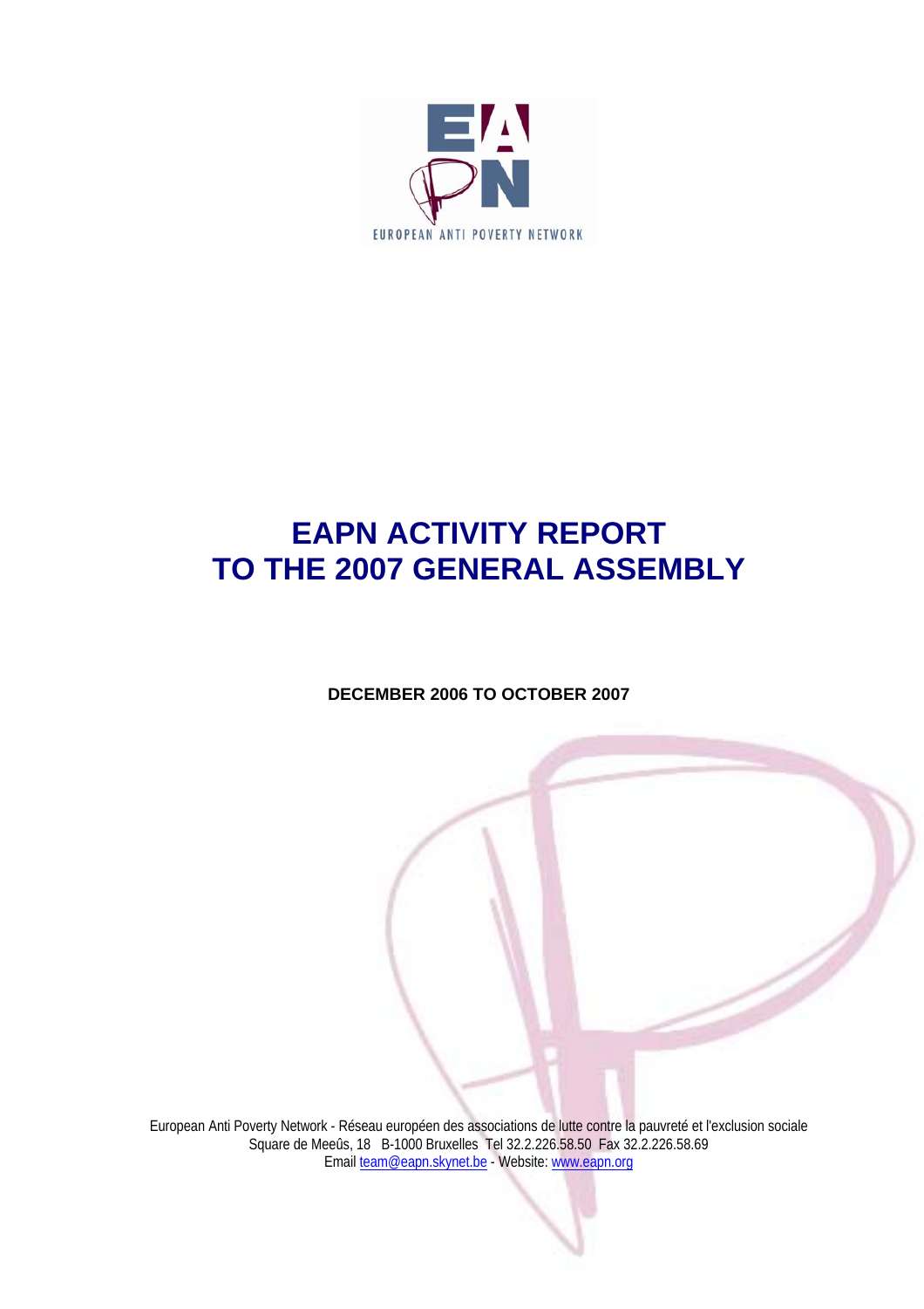EUROPEAN ANTI POVERTY NETWORK

# EAPN ACTIVITY REPORT TO THE 2007 GENERAL ASSEMBLY

**DECEMBER 2006 TO OCTOBER 2007**

European Anti Poverty Network - Réseau européen des associations de lutte contre la pauvreté et l'exclusion sociale
Square de Meeûs, 18 B-1000 Bruxelles Tel 32.2.226.58.50 Fax 32.2.226.58.69
Email team@eapn.skynet.be - Website: www.eapn.org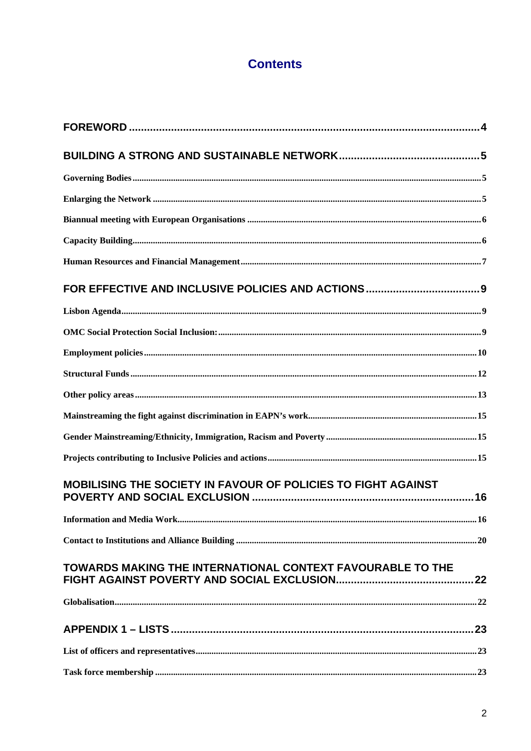# Contents

**FOREWORD** .......... 4

**BUILDING A STRONG AND SUSTAINABLE NETWORK** .......... 5

- Governing Bodies .......... 5
- Enlarging the Network .......... 5
- Biannual meeting with European Organisations .......... 6
- Capacity Building .......... 6
- Human Resources and Financial Management .......... 7

**FOR EFFECTIVE AND INCLUSIVE POLICIES AND ACTIONS** .......... 9

- Lisbon Agenda .......... 9
- OMC Social Protection Social Inclusion: .......... 9
- Employment policies .......... 10
- Structural Funds .......... 12
- Other policy areas .......... 13
- Mainstreaming the fight against discrimination in EAPN's work .......... 15
- Gender Mainstreaming/Ethnicity, Immigration, Racism and Poverty .......... 15
- Projects contributing to Inclusive Policies and actions .......... 15

**MOBILISING THE SOCIETY IN FAVOUR OF POLICIES TO FIGHT AGAINST POVERTY AND SOCIAL EXCLUSION** .......... 16

- Information and Media Work .......... 16
- Contact to Institutions and Alliance Building .......... 20

**TOWARDS MAKING THE INTERNATIONAL CONTEXT FAVOURABLE TO THE FIGHT AGAINST POVERTY AND SOCIAL EXCLUSION** .......... 22

- Globalisation .......... 22

**APPENDIX 1 – LISTS** .......... 23

- List of officers and representatives .......... 23
- Task force membership .......... 23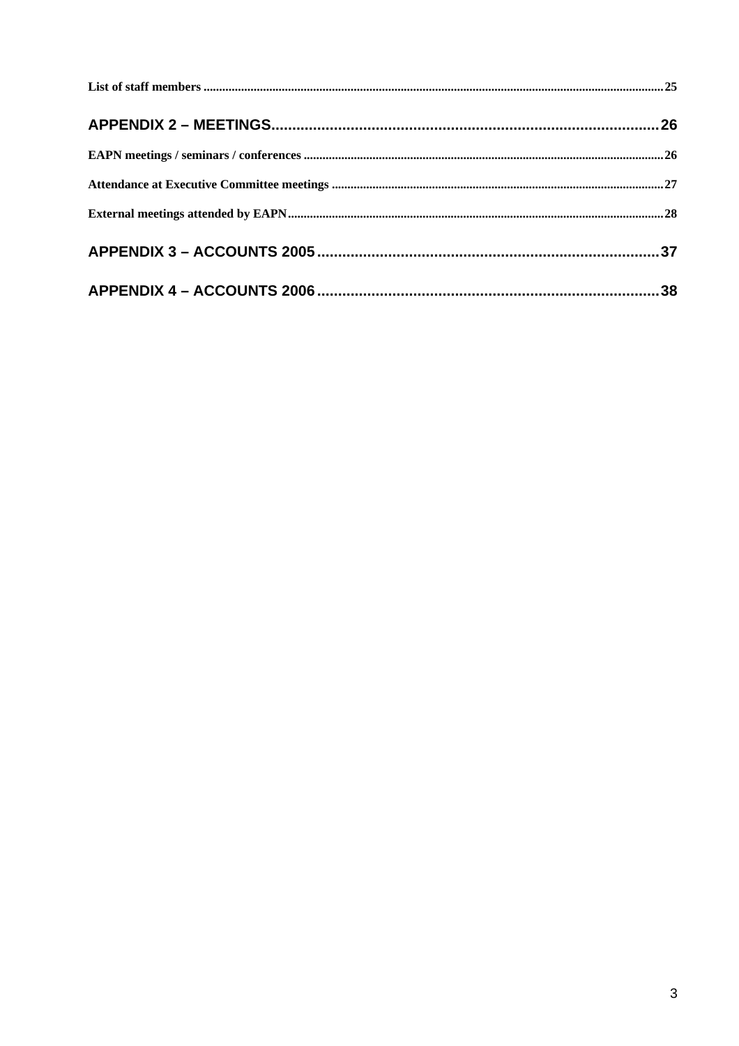List of staff members ....................................................................................................................................................25

APPENDIX 2 – MEETINGS............................................................................................26

EAPN meetings / seminars / conferences ....................................................................................................................26

Attendance at Executive Committee meetings ...........................................................................................................27

External meetings attended by EAPN.........................................................................................................................28

APPENDIX 3 – ACCOUNTS 2005.................................................................................37

APPENDIX 4 – ACCOUNTS 2006.................................................................................38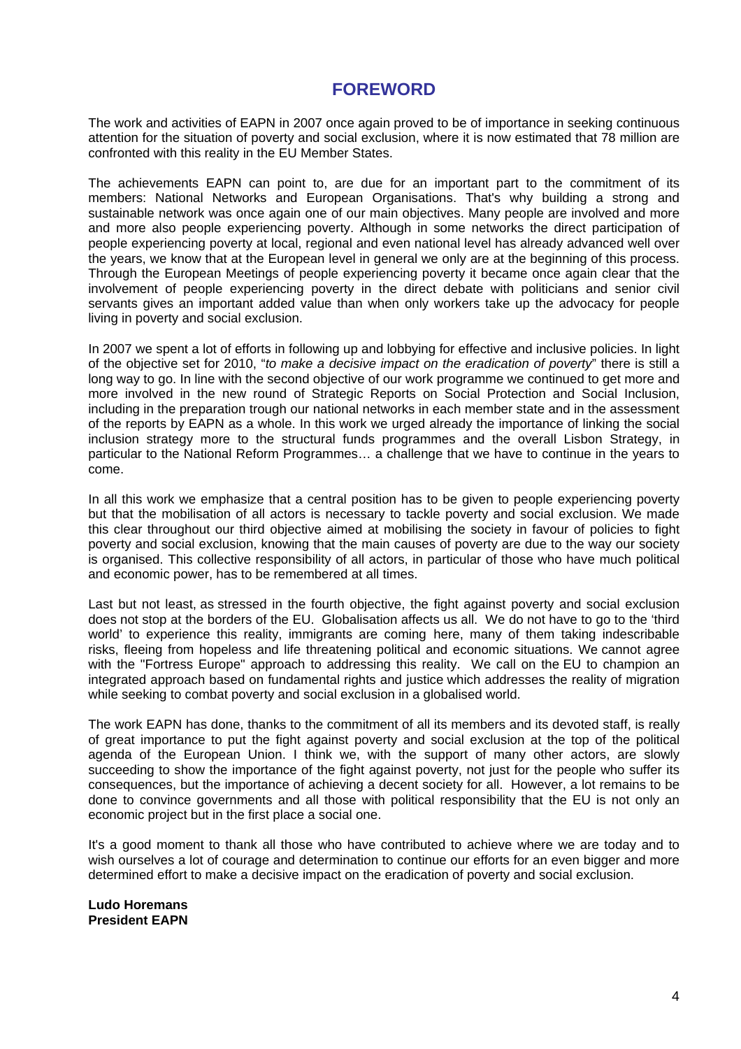# FOREWORD

The work and activities of EAPN in 2007 once again proved to be of importance in seeking continuous attention for the situation of poverty and social exclusion, where it is now estimated that 78 million are confronted with this reality in the EU Member States.

The achievements EAPN can point to, are due for an important part to the commitment of its members: National Networks and European Organisations. That's why building a strong and sustainable network was once again one of our main objectives. Many people are involved and more and more also people experiencing poverty. Although in some networks the direct participation of people experiencing poverty at local, regional and even national level has already advanced well over the years, we know that at the European level in general we only are at the beginning of this process. Through the European Meetings of people experiencing poverty it became once again clear that the involvement of people experiencing poverty in the direct debate with politicians and senior civil servants gives an important added value than when only workers take up the advocacy for people living in poverty and social exclusion.

In 2007 we spent a lot of efforts in following up and lobbying for effective and inclusive policies. In light of the objective set for 2010, "*to make a decisive impact on the eradication of poverty*" there is still a long way to go. In line with the second objective of our work programme we continued to get more and more involved in the new round of Strategic Reports on Social Protection and Social Inclusion, including in the preparation trough our national networks in each member state and in the assessment of the reports by EAPN as a whole. In this work we urged already the importance of linking the social inclusion strategy more to the structural funds programmes and the overall Lisbon Strategy, in particular to the National Reform Programmes… a challenge that we have to continue in the years to come.

In all this work we emphasize that a central position has to be given to people experiencing poverty but that the mobilisation of all actors is necessary to tackle poverty and social exclusion. We made this clear throughout our third objective aimed at mobilising the society in favour of policies to fight poverty and social exclusion, knowing that the main causes of poverty are due to the way our society is organised. This collective responsibility of all actors, in particular of those who have much political and economic power, has to be remembered at all times.

Last but not least, as stressed in the fourth objective, the fight against poverty and social exclusion does not stop at the borders of the EU. Globalisation affects us all. We do not have to go to the 'third world' to experience this reality, immigrants are coming here, many of them taking indescribable risks, fleeing from hopeless and life threatening political and economic situations. We cannot agree with the "Fortress Europe" approach to addressing this reality. We call on the EU to champion an integrated approach based on fundamental rights and justice which addresses the reality of migration while seeking to combat poverty and social exclusion in a globalised world.

The work EAPN has done, thanks to the commitment of all its members and its devoted staff, is really of great importance to put the fight against poverty and social exclusion at the top of the political agenda of the European Union. I think we, with the support of many other actors, are slowly succeeding to show the importance of the fight against poverty, not just for the people who suffer its consequences, but the importance of achieving a decent society for all. However, a lot remains to be done to convince governments and all those with political responsibility that the EU is not only an economic project but in the first place a social one.

It's a good moment to thank all those who have contributed to achieve where we are today and to wish ourselves a lot of courage and determination to continue our efforts for an even bigger and more determined effort to make a decisive impact on the eradication of poverty and social exclusion.

**Ludo Horemans**
**President EAPN**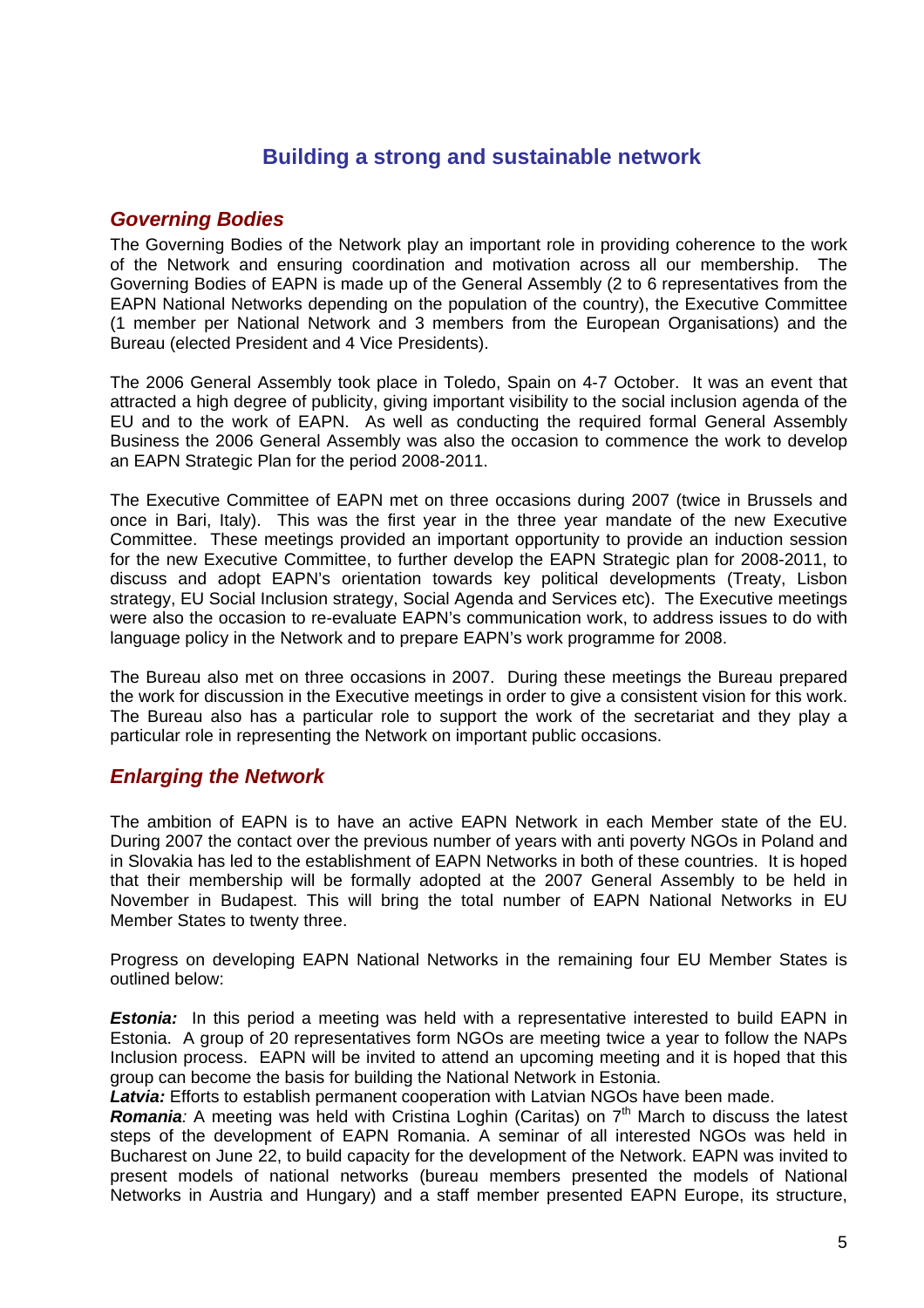## Building a strong and sustainable network

### *Governing Bodies*

The Governing Bodies of the Network play an important role in providing coherence to the work of the Network and ensuring coordination and motivation across all our membership. The Governing Bodies of EAPN is made up of the General Assembly (2 to 6 representatives from the EAPN National Networks depending on the population of the country), the Executive Committee (1 member per National Network and 3 members from the European Organisations) and the Bureau (elected President and 4 Vice Presidents).

The 2006 General Assembly took place in Toledo, Spain on 4-7 October. It was an event that attracted a high degree of publicity, giving important visibility to the social inclusion agenda of the EU and to the work of EAPN. As well as conducting the required formal General Assembly Business the 2006 General Assembly was also the occasion to commence the work to develop an EAPN Strategic Plan for the period 2008-2011.

The Executive Committee of EAPN met on three occasions during 2007 (twice in Brussels and once in Bari, Italy). This was the first year in the three year mandate of the new Executive Committee. These meetings provided an important opportunity to provide an induction session for the new Executive Committee, to further develop the EAPN Strategic plan for 2008-2011, to discuss and adopt EAPN's orientation towards key political developments (Treaty, Lisbon strategy, EU Social Inclusion strategy, Social Agenda and Services etc). The Executive meetings were also the occasion to re-evaluate EAPN's communication work, to address issues to do with language policy in the Network and to prepare EAPN's work programme for 2008.

The Bureau also met on three occasions in 2007. During these meetings the Bureau prepared the work for discussion in the Executive meetings in order to give a consistent vision for this work. The Bureau also has a particular role to support the work of the secretariat and they play a particular role in representing the Network on important public occasions.

### *Enlarging the Network*

The ambition of EAPN is to have an active EAPN Network in each Member state of the EU. During 2007 the contact over the previous number of years with anti poverty NGOs in Poland and in Slovakia has led to the establishment of EAPN Networks in both of these countries. It is hoped that their membership will be formally adopted at the 2007 General Assembly to be held in November in Budapest. This will bring the total number of EAPN National Networks in EU Member States to twenty three.

Progress on developing EAPN National Networks in the remaining four EU Member States is outlined below:

***Estonia:*** In this period a meeting was held with a representative interested to build EAPN in Estonia. A group of 20 representatives form NGOs are meeting twice a year to follow the NAPs Inclusion process. EAPN will be invited to attend an upcoming meeting and it is hoped that this group can become the basis for building the National Network in Estonia.
***Latvia:*** Efforts to establish permanent cooperation with Latvian NGOs have been made.
***Romania****:* A meeting was held with Cristina Loghin (Caritas) on 7th March to discuss the latest steps of the development of EAPN Romania. A seminar of all interested NGOs was held in Bucharest on June 22, to build capacity for the development of the Network. EAPN was invited to present models of national networks (bureau members presented the models of National Networks in Austria and Hungary) and a staff member presented EAPN Europe, its structure,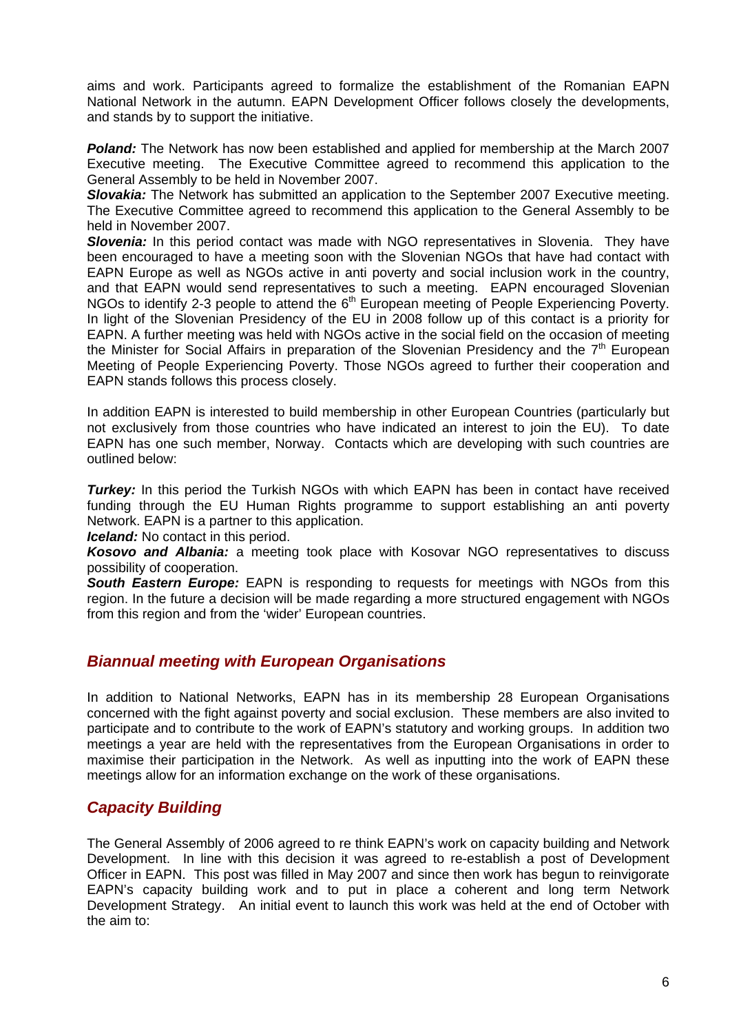aims and work. Participants agreed to formalize the establishment of the Romanian EAPN National Network in the autumn. EAPN Development Officer follows closely the developments, and stands by to support the initiative.

***Poland:*** The Network has now been established and applied for membership at the March 2007 Executive meeting. The Executive Committee agreed to recommend this application to the General Assembly to be held in November 2007.
***Slovakia:*** The Network has submitted an application to the September 2007 Executive meeting. The Executive Committee agreed to recommend this application to the General Assembly to be held in November 2007.
***Slovenia:*** In this period contact was made with NGO representatives in Slovenia. They have been encouraged to have a meeting soon with the Slovenian NGOs that have had contact with EAPN Europe as well as NGOs active in anti poverty and social inclusion work in the country, and that EAPN would send representatives to such a meeting. EAPN encouraged Slovenian NGOs to identify 2-3 people to attend the 6th European meeting of People Experiencing Poverty. In light of the Slovenian Presidency of the EU in 2008 follow up of this contact is a priority for EAPN. A further meeting was held with NGOs active in the social field on the occasion of meeting the Minister for Social Affairs in preparation of the Slovenian Presidency and the 7th European Meeting of People Experiencing Poverty. Those NGOs agreed to further their cooperation and EAPN stands follows this process closely.

In addition EAPN is interested to build membership in other European Countries (particularly but not exclusively from those countries who have indicated an interest to join the EU). To date EAPN has one such member, Norway. Contacts which are developing with such countries are outlined below:

***Turkey:*** In this period the Turkish NGOs with which EAPN has been in contact have received funding through the EU Human Rights programme to support establishing an anti poverty Network. EAPN is a partner to this application.
***Iceland:*** No contact in this period.
***Kosovo and Albania:*** a meeting took place with Kosovar NGO representatives to discuss possibility of cooperation.
***South Eastern Europe:*** EAPN is responding to requests for meetings with NGOs from this region. In the future a decision will be made regarding a more structured engagement with NGOs from this region and from the 'wider' European countries.

## *Biannual meeting with European Organisations*

In addition to National Networks, EAPN has in its membership 28 European Organisations concerned with the fight against poverty and social exclusion. These members are also invited to participate and to contribute to the work of EAPN's statutory and working groups. In addition two meetings a year are held with the representatives from the European Organisations in order to maximise their participation in the Network. As well as inputting into the work of EAPN these meetings allow for an information exchange on the work of these organisations.

## *Capacity Building*

The General Assembly of 2006 agreed to re think EAPN's work on capacity building and Network Development. In line with this decision it was agreed to re-establish a post of Development Officer in EAPN. This post was filled in May 2007 and since then work has begun to reinvigorate EAPN's capacity building work and to put in place a coherent and long term Network Development Strategy. An initial event to launch this work was held at the end of October with the aim to: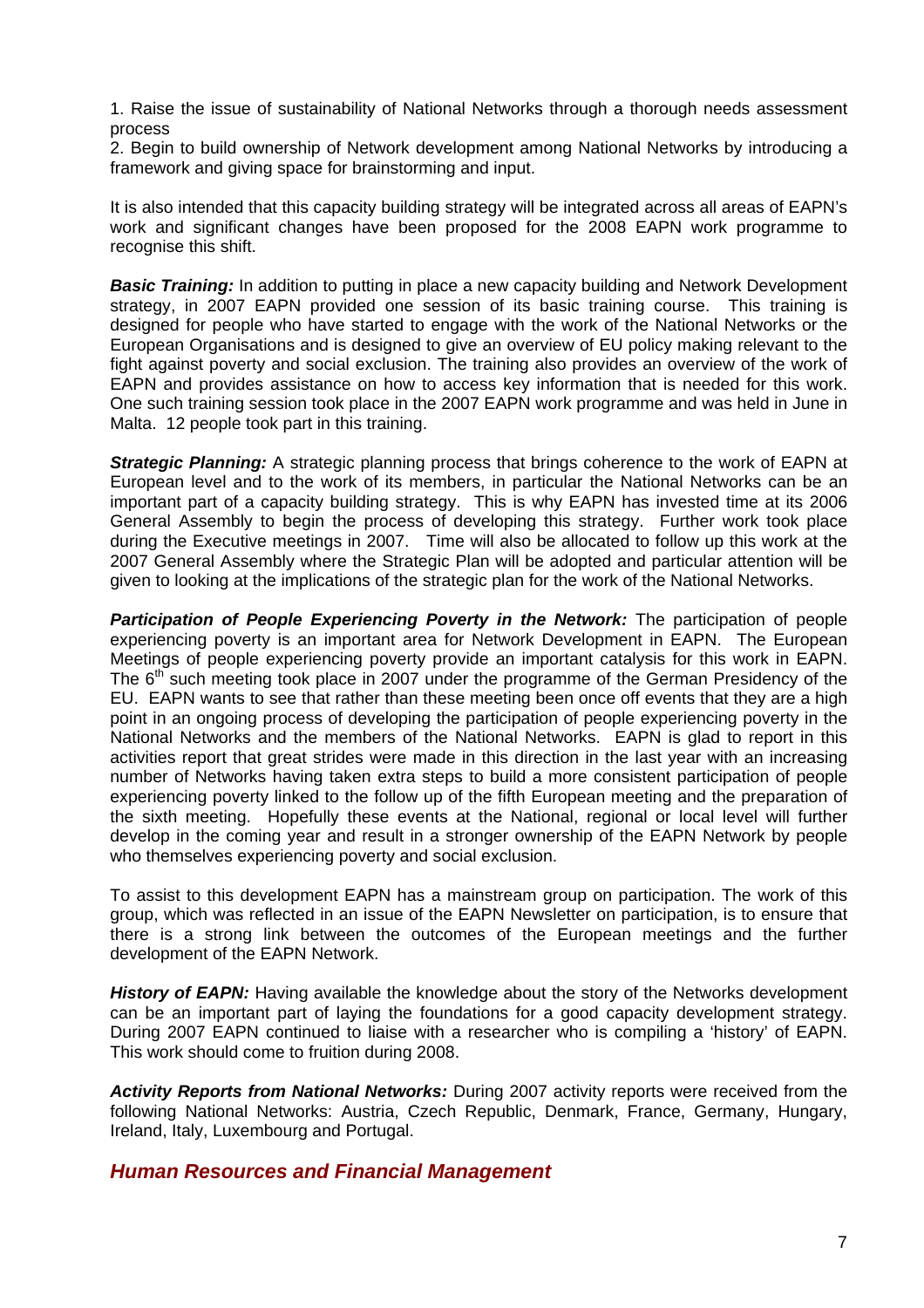1. Raise the issue of sustainability of National Networks through a thorough needs assessment process
2. Begin to build ownership of Network development among National Networks by introducing a framework and giving space for brainstorming and input.

It is also intended that this capacity building strategy will be integrated across all areas of EAPN's work and significant changes have been proposed for the 2008 EAPN work programme to recognise this shift.

***Basic Training:*** In addition to putting in place a new capacity building and Network Development strategy, in 2007 EAPN provided one session of its basic training course. This training is designed for people who have started to engage with the work of the National Networks or the European Organisations and is designed to give an overview of EU policy making relevant to the fight against poverty and social exclusion. The training also provides an overview of the work of EAPN and provides assistance on how to access key information that is needed for this work. One such training session took place in the 2007 EAPN work programme and was held in June in Malta. 12 people took part in this training.

***Strategic Planning:*** A strategic planning process that brings coherence to the work of EAPN at European level and to the work of its members, in particular the National Networks can be an important part of a capacity building strategy. This is why EAPN has invested time at its 2006 General Assembly to begin the process of developing this strategy. Further work took place during the Executive meetings in 2007. Time will also be allocated to follow up this work at the 2007 General Assembly where the Strategic Plan will be adopted and particular attention will be given to looking at the implications of the strategic plan for the work of the National Networks.

***Participation of People Experiencing Poverty in the Network:*** The participation of people experiencing poverty is an important area for Network Development in EAPN. The European Meetings of people experiencing poverty provide an important catalysis for this work in EAPN. The 6th such meeting took place in 2007 under the programme of the German Presidency of the EU. EAPN wants to see that rather than these meeting been once off events that they are a high point in an ongoing process of developing the participation of people experiencing poverty in the National Networks and the members of the National Networks. EAPN is glad to report in this activities report that great strides were made in this direction in the last year with an increasing number of Networks having taken extra steps to build a more consistent participation of people experiencing poverty linked to the follow up of the fifth European meeting and the preparation of the sixth meeting. Hopefully these events at the National, regional or local level will further develop in the coming year and result in a stronger ownership of the EAPN Network by people who themselves experiencing poverty and social exclusion.

To assist to this development EAPN has a mainstream group on participation. The work of this group, which was reflected in an issue of the EAPN Newsletter on participation, is to ensure that there is a strong link between the outcomes of the European meetings and the further development of the EAPN Network.

***History of EAPN:*** Having available the knowledge about the story of the Networks development can be an important part of laying the foundations for a good capacity development strategy. During 2007 EAPN continued to liaise with a researcher who is compiling a 'history' of EAPN. This work should come to fruition during 2008.

***Activity Reports from National Networks:*** During 2007 activity reports were received from the following National Networks: Austria, Czech Republic, Denmark, France, Germany, Hungary, Ireland, Italy, Luxembourg and Portugal.

## *Human Resources and Financial Management*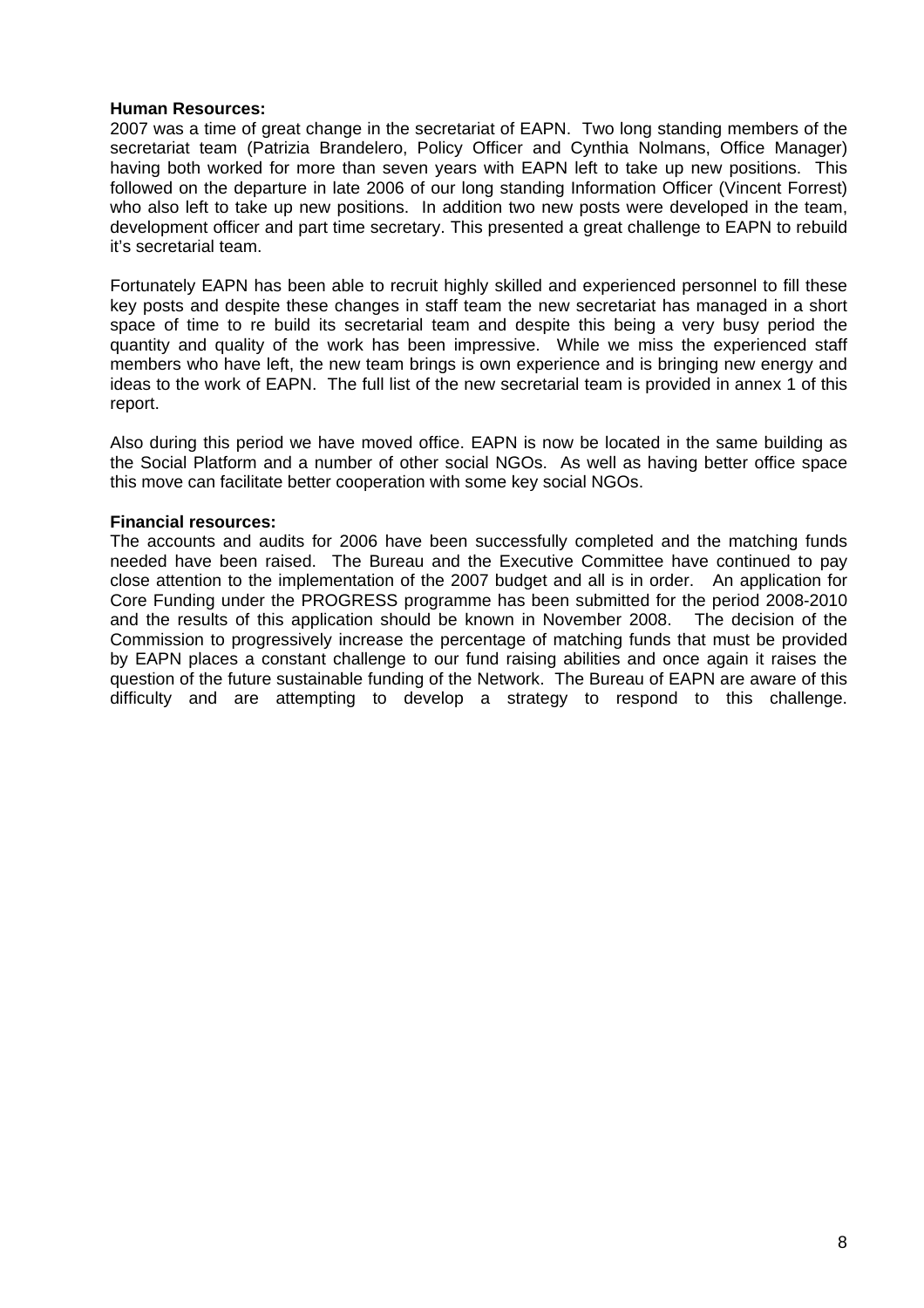**Human Resources:**
2007 was a time of great change in the secretariat of EAPN. Two long standing members of the secretariat team (Patrizia Brandelero, Policy Officer and Cynthia Nolmans, Office Manager) having both worked for more than seven years with EAPN left to take up new positions. This followed on the departure in late 2006 of our long standing Information Officer (Vincent Forrest) who also left to take up new positions. In addition two new posts were developed in the team, development officer and part time secretary. This presented a great challenge to EAPN to rebuild it's secretarial team.

Fortunately EAPN has been able to recruit highly skilled and experienced personnel to fill these key posts and despite these changes in staff team the new secretariat has managed in a short space of time to re build its secretarial team and despite this being a very busy period the quantity and quality of the work has been impressive. While we miss the experienced staff members who have left, the new team brings is own experience and is bringing new energy and ideas to the work of EAPN. The full list of the new secretarial team is provided in annex 1 of this report.

Also during this period we have moved office. EAPN is now be located in the same building as the Social Platform and a number of other social NGOs. As well as having better office space this move can facilitate better cooperation with some key social NGOs.

**Financial resources:**
The accounts and audits for 2006 have been successfully completed and the matching funds needed have been raised. The Bureau and the Executive Committee have continued to pay close attention to the implementation of the 2007 budget and all is in order. An application for Core Funding under the PROGRESS programme has been submitted for the period 2008-2010 and the results of this application should be known in November 2008. The decision of the Commission to progressively increase the percentage of matching funds that must be provided by EAPN places a constant challenge to our fund raising abilities and once again it raises the question of the future sustainable funding of the Network. The Bureau of EAPN are aware of this difficulty and are attempting to develop a strategy to respond to this challenge.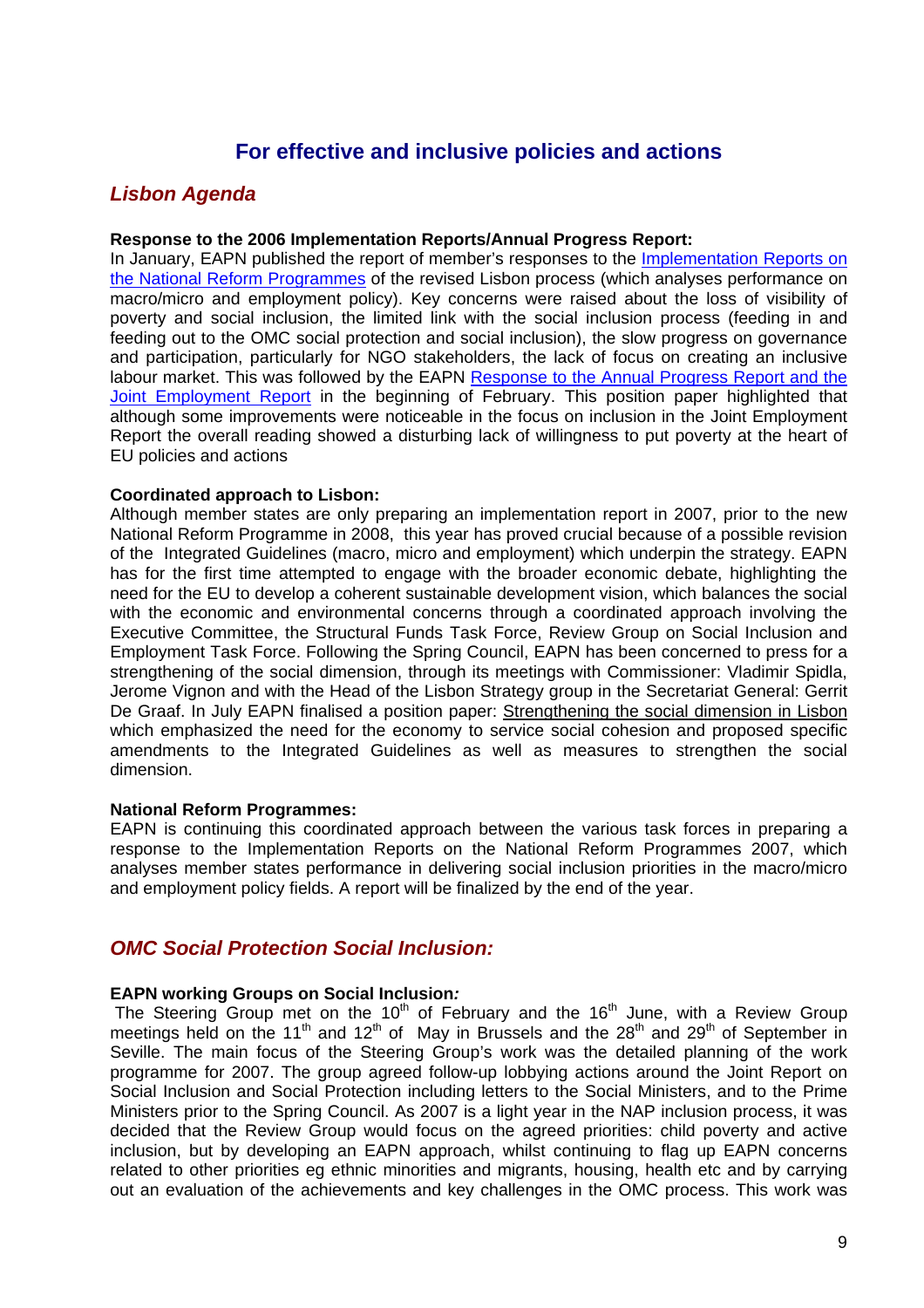## For effective and inclusive policies and actions

### *Lisbon Agenda*

**Response to the 2006 Implementation Reports/Annual Progress Report:**
In January, EAPN published the report of member's responses to the Implementation Reports on the National Reform Programmes of the revised Lisbon process (which analyses performance on macro/micro and employment policy). Key concerns were raised about the loss of visibility of poverty and social inclusion, the limited link with the social inclusion process (feeding in and feeding out to the OMC social protection and social inclusion), the slow progress on governance and participation, particularly for NGO stakeholders, the lack of focus on creating an inclusive labour market. This was followed by the EAPN Response to the Annual Progress Report and the Joint Employment Report in the beginning of February. This position paper highlighted that although some improvements were noticeable in the focus on inclusion in the Joint Employment Report the overall reading showed a disturbing lack of willingness to put poverty at the heart of EU policies and actions

**Coordinated approach to Lisbon:**
Although member states are only preparing an implementation report in 2007, prior to the new National Reform Programme in 2008, this year has proved crucial because of a possible revision of the Integrated Guidelines (macro, micro and employment) which underpin the strategy. EAPN has for the first time attempted to engage with the broader economic debate, highlighting the need for the EU to develop a coherent sustainable development vision, which balances the social with the economic and environmental concerns through a coordinated approach involving the Executive Committee, the Structural Funds Task Force, Review Group on Social Inclusion and Employment Task Force. Following the Spring Council, EAPN has been concerned to press for a strengthening of the social dimension, through its meetings with Commissioner: Vladimir Spidla, Jerome Vignon and with the Head of the Lisbon Strategy group in the Secretariat General: Gerrit De Graaf. In July EAPN finalised a position paper: Strengthening the social dimension in Lisbon which emphasized the need for the economy to service social cohesion and proposed specific amendments to the Integrated Guidelines as well as measures to strengthen the social dimension.

**National Reform Programmes:**
EAPN is continuing this coordinated approach between the various task forces in preparing a response to the Implementation Reports on the National Reform Programmes 2007, which analyses member states performance in delivering social inclusion priorities in the macro/micro and employment policy fields. A report will be finalized by the end of the year.

### *OMC Social Protection Social Inclusion:*

**EAPN working Groups on Social Inclusion*:***
The Steering Group met on the 10th of February and the 16th June, with a Review Group meetings held on the 11th and 12th of May in Brussels and the 28th and 29th of September in Seville. The main focus of the Steering Group's work was the detailed planning of the work programme for 2007. The group agreed follow-up lobbying actions around the Joint Report on Social Inclusion and Social Protection including letters to the Social Ministers, and to the Prime Ministers prior to the Spring Council. As 2007 is a light year in the NAP inclusion process, it was decided that the Review Group would focus on the agreed priorities: child poverty and active inclusion, but by developing an EAPN approach, whilst continuing to flag up EAPN concerns related to other priorities eg ethnic minorities and migrants, housing, health etc and by carrying out an evaluation of the achievements and key challenges in the OMC process. This work was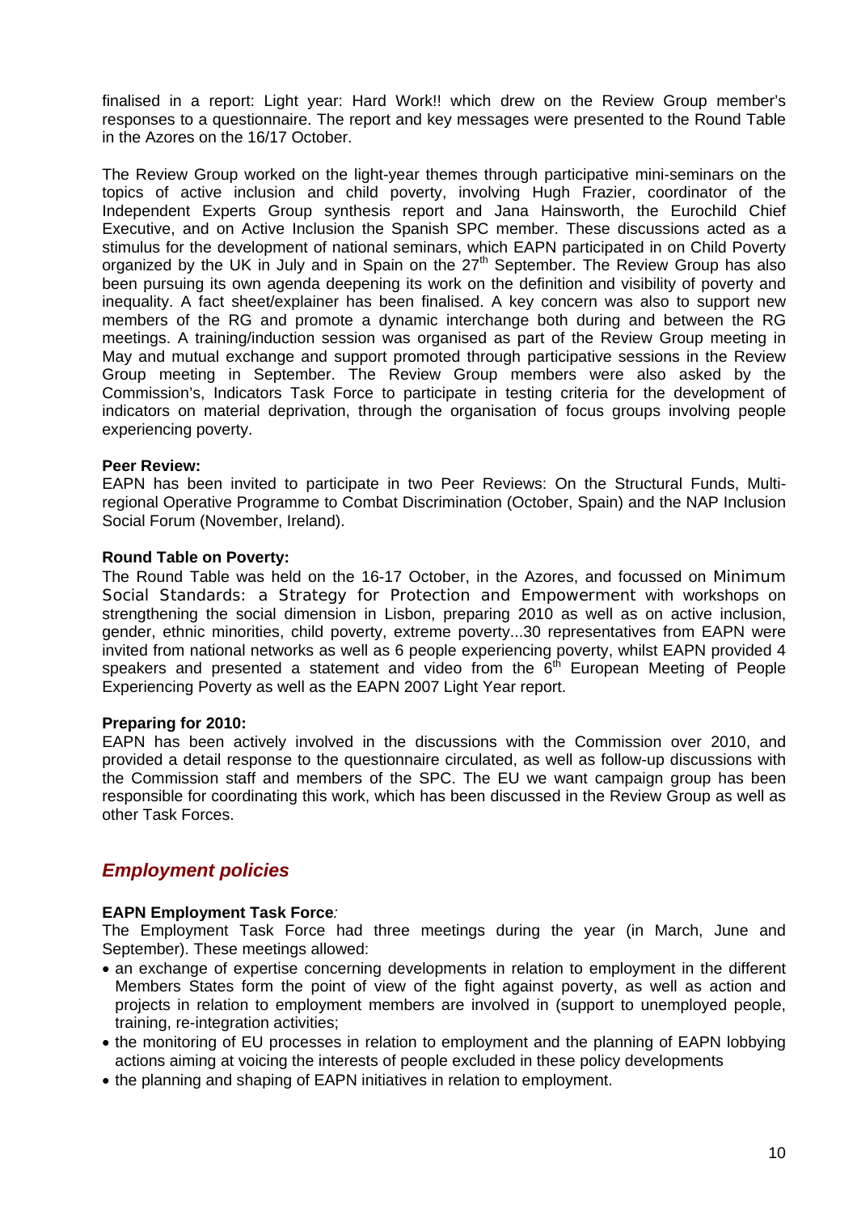finalised in a report: Light year: Hard Work!! which drew on the Review Group member's responses to a questionnaire. The report and key messages were presented to the Round Table in the Azores on the 16/17 October.

The Review Group worked on the light-year themes through participative mini-seminars on the topics of active inclusion and child poverty, involving Hugh Frazier, coordinator of the Independent Experts Group synthesis report and Jana Hainsworth, the Eurochild Chief Executive, and on Active Inclusion the Spanish SPC member. These discussions acted as a stimulus for the development of national seminars, which EAPN participated in on Child Poverty organized by the UK in July and in Spain on the 27th September. The Review Group has also been pursuing its own agenda deepening its work on the definition and visibility of poverty and inequality. A fact sheet/explainer has been finalised. A key concern was also to support new members of the RG and promote a dynamic interchange both during and between the RG meetings. A training/induction session was organised as part of the Review Group meeting in May and mutual exchange and support promoted through participative sessions in the Review Group meeting in September. The Review Group members were also asked by the Commission's, Indicators Task Force to participate in testing criteria for the development of indicators on material deprivation, through the organisation of focus groups involving people experiencing poverty.

**Peer Review:**
EAPN has been invited to participate in two Peer Reviews: On the Structural Funds, Multi-regional Operative Programme to Combat Discrimination (October, Spain) and the NAP Inclusion Social Forum (November, Ireland).

**Round Table on Poverty:**
The Round Table was held on the 16-17 October, in the Azores, and focussed on Minimum Social Standards: a Strategy for Protection and Empowerment with workshops on strengthening the social dimension in Lisbon, preparing 2010 as well as on active inclusion, gender, ethnic minorities, child poverty, extreme poverty...30 representatives from EAPN were invited from national networks as well as 6 people experiencing poverty, whilst EAPN provided 4 speakers and presented a statement and video from the 6th European Meeting of People Experiencing Poverty as well as the EAPN 2007 Light Year report.

**Preparing for 2010:**
EAPN has been actively involved in the discussions with the Commission over 2010, and provided a detail response to the questionnaire circulated, as well as follow-up discussions with the Commission staff and members of the SPC. The EU we want campaign group has been responsible for coordinating this work, which has been discussed in the Review Group as well as other Task Forces.

## *Employment policies*

**EAPN Employment Task Force***:*
The Employment Task Force had three meetings during the year (in March, June and September). These meetings allowed:

- an exchange of expertise concerning developments in relation to employment in the different Members States form the point of view of the fight against poverty, as well as action and projects in relation to employment members are involved in (support to unemployed people, training, re-integration activities;
- the monitoring of EU processes in relation to employment and the planning of EAPN lobbying actions aiming at voicing the interests of people excluded in these policy developments
- the planning and shaping of EAPN initiatives in relation to employment.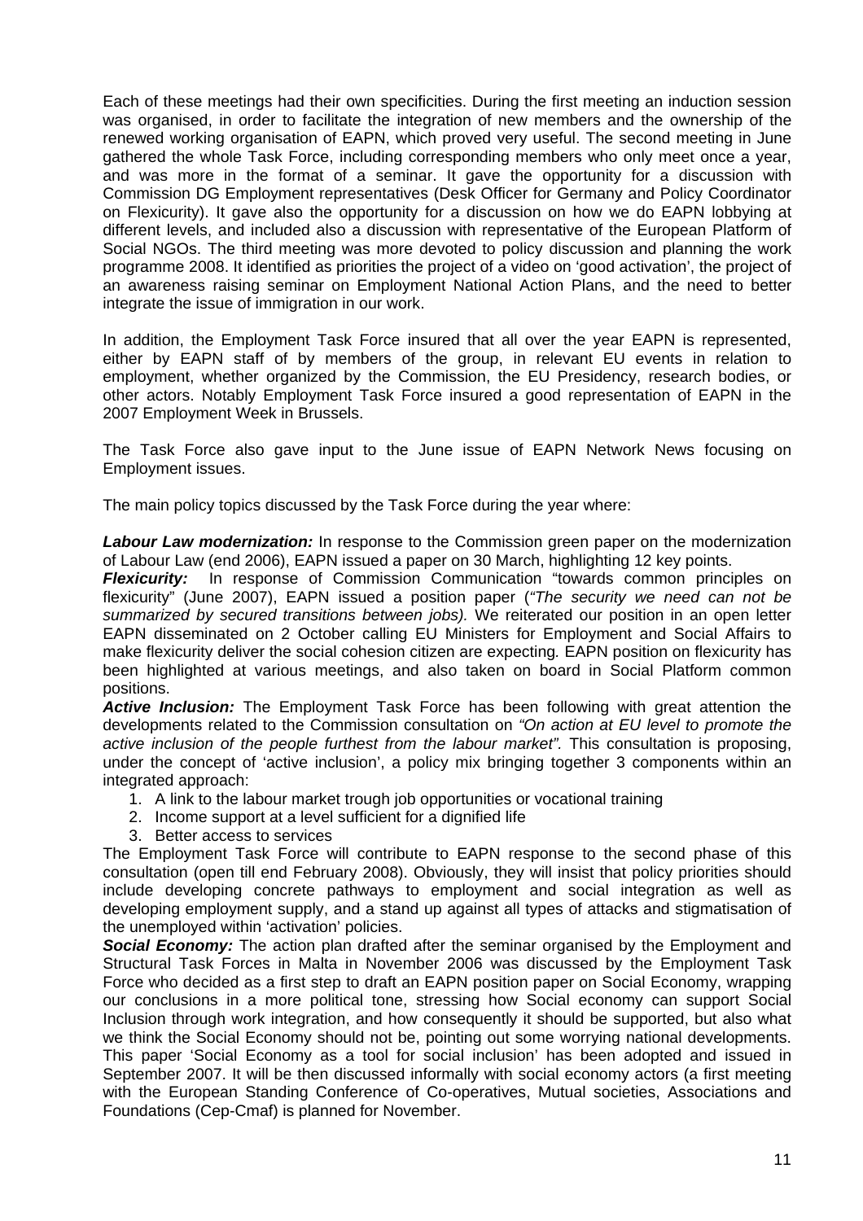Each of these meetings had their own specificities. During the first meeting an induction session was organised, in order to facilitate the integration of new members and the ownership of the renewed working organisation of EAPN, which proved very useful. The second meeting in June gathered the whole Task Force, including corresponding members who only meet once a year, and was more in the format of a seminar. It gave the opportunity for a discussion with Commission DG Employment representatives (Desk Officer for Germany and Policy Coordinator on Flexicurity). It gave also the opportunity for a discussion on how we do EAPN lobbying at different levels, and included also a discussion with representative of the European Platform of Social NGOs. The third meeting was more devoted to policy discussion and planning the work programme 2008. It identified as priorities the project of a video on 'good activation', the project of an awareness raising seminar on Employment National Action Plans, and the need to better integrate the issue of immigration in our work.

In addition, the Employment Task Force insured that all over the year EAPN is represented, either by EAPN staff of by members of the group, in relevant EU events in relation to employment, whether organized by the Commission, the EU Presidency, research bodies, or other actors. Notably Employment Task Force insured a good representation of EAPN in the 2007 Employment Week in Brussels.

The Task Force also gave input to the June issue of EAPN Network News focusing on Employment issues.

The main policy topics discussed by the Task Force during the year where:

***Labour Law modernization:*** In response to the Commission green paper on the modernization of Labour Law (end 2006), EAPN issued a paper on 30 March, highlighting 12 key points.

***Flexicurity:*** In response of Commission Communication "towards common principles on flexicurity" (June 2007), EAPN issued a position paper (*"The security we need can not be summarized by secured transitions between jobs).* We reiterated our position in an open letter EAPN disseminated on 2 October calling EU Ministers for Employment and Social Affairs to make flexicurity deliver the social cohesion citizen are expecting*.* EAPN position on flexicurity has been highlighted at various meetings, and also taken on board in Social Platform common positions.

***Active Inclusion:*** The Employment Task Force has been following with great attention the developments related to the Commission consultation on *"On action at EU level to promote the active inclusion of the people furthest from the labour market".* This consultation is proposing, under the concept of 'active inclusion', a policy mix bringing together 3 components within an integrated approach:

1. A link to the labour market trough job opportunities or vocational training
2. Income support at a level sufficient for a dignified life
3. Better access to services

The Employment Task Force will contribute to EAPN response to the second phase of this consultation (open till end February 2008). Obviously, they will insist that policy priorities should include developing concrete pathways to employment and social integration as well as developing employment supply, and a stand up against all types of attacks and stigmatisation of the unemployed within 'activation' policies.

***Social Economy:*** The action plan drafted after the seminar organised by the Employment and Structural Task Forces in Malta in November 2006 was discussed by the Employment Task Force who decided as a first step to draft an EAPN position paper on Social Economy, wrapping our conclusions in a more political tone, stressing how Social economy can support Social Inclusion through work integration, and how consequently it should be supported, but also what we think the Social Economy should not be, pointing out some worrying national developments. This paper 'Social Economy as a tool for social inclusion' has been adopted and issued in September 2007. It will be then discussed informally with social economy actors (a first meeting with the European Standing Conference of Co-operatives, Mutual societies, Associations and Foundations (Cep-Cmaf) is planned for November.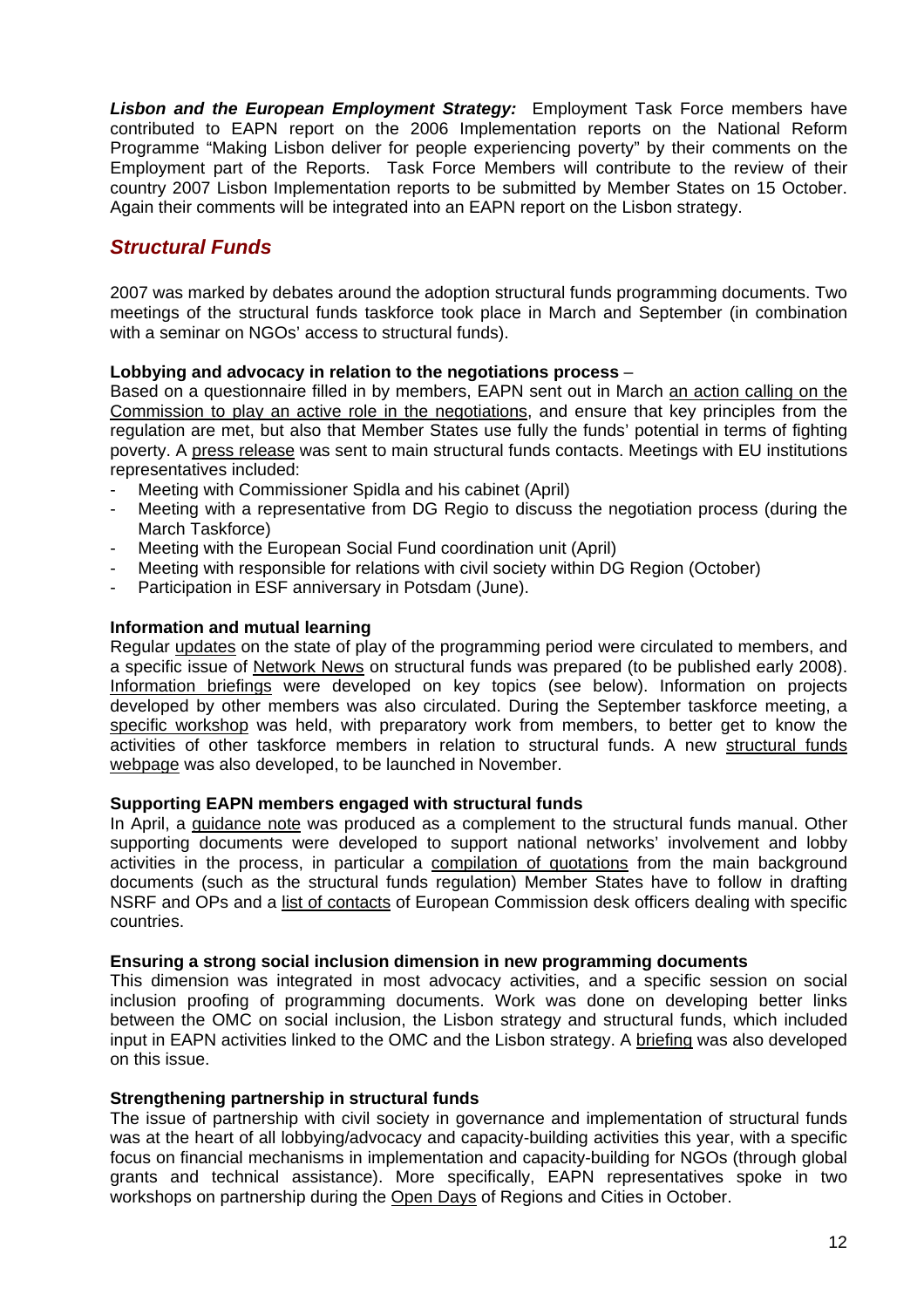***Lisbon and the European Employment Strategy:*** Employment Task Force members have contributed to EAPN report on the 2006 Implementation reports on the National Reform Programme "Making Lisbon deliver for people experiencing poverty" by their comments on the Employment part of the Reports. Task Force Members will contribute to the review of their country 2007 Lisbon Implementation reports to be submitted by Member States on 15 October. Again their comments will be integrated into an EAPN report on the Lisbon strategy.

## *Structural Funds*

2007 was marked by debates around the adoption structural funds programming documents. Two meetings of the structural funds taskforce took place in March and September (in combination with a seminar on NGOs' access to structural funds).

**Lobbying and advocacy in relation to the negotiations process** –
Based on a questionnaire filled in by members, EAPN sent out in March an action calling on the Commission to play an active role in the negotiations, and ensure that key principles from the regulation are met, but also that Member States use fully the funds' potential in terms of fighting poverty. A press release was sent to main structural funds contacts. Meetings with EU institutions representatives included:

- Meeting with Commissioner Spidla and his cabinet (April)
- Meeting with a representative from DG Regio to discuss the negotiation process (during the March Taskforce)
- Meeting with the European Social Fund coordination unit (April)
- Meeting with responsible for relations with civil society within DG Region (October)
- Participation in ESF anniversary in Potsdam (June).

**Information and mutual learning**
Regular updates on the state of play of the programming period were circulated to members, and a specific issue of Network News on structural funds was prepared (to be published early 2008). Information briefings were developed on key topics (see below). Information on projects developed by other members was also circulated. During the September taskforce meeting, a specific workshop was held, with preparatory work from members, to better get to know the activities of other taskforce members in relation to structural funds. A new structural funds webpage was also developed, to be launched in November.

**Supporting EAPN members engaged with structural funds**
In April, a guidance note was produced as a complement to the structural funds manual. Other supporting documents were developed to support national networks' involvement and lobby activities in the process, in particular a compilation of quotations from the main background documents (such as the structural funds regulation) Member States have to follow in drafting NSRF and OPs and a list of contacts of European Commission desk officers dealing with specific countries.

**Ensuring a strong social inclusion dimension in new programming documents**
This dimension was integrated in most advocacy activities, and a specific session on social inclusion proofing of programming documents. Work was done on developing better links between the OMC on social inclusion, the Lisbon strategy and structural funds, which included input in EAPN activities linked to the OMC and the Lisbon strategy. A briefing was also developed on this issue.

**Strengthening partnership in structural funds**
The issue of partnership with civil society in governance and implementation of structural funds was at the heart of all lobbying/advocacy and capacity-building activities this year, with a specific focus on financial mechanisms in implementation and capacity-building for NGOs (through global grants and technical assistance). More specifically, EAPN representatives spoke in two workshops on partnership during the Open Days of Regions and Cities in October.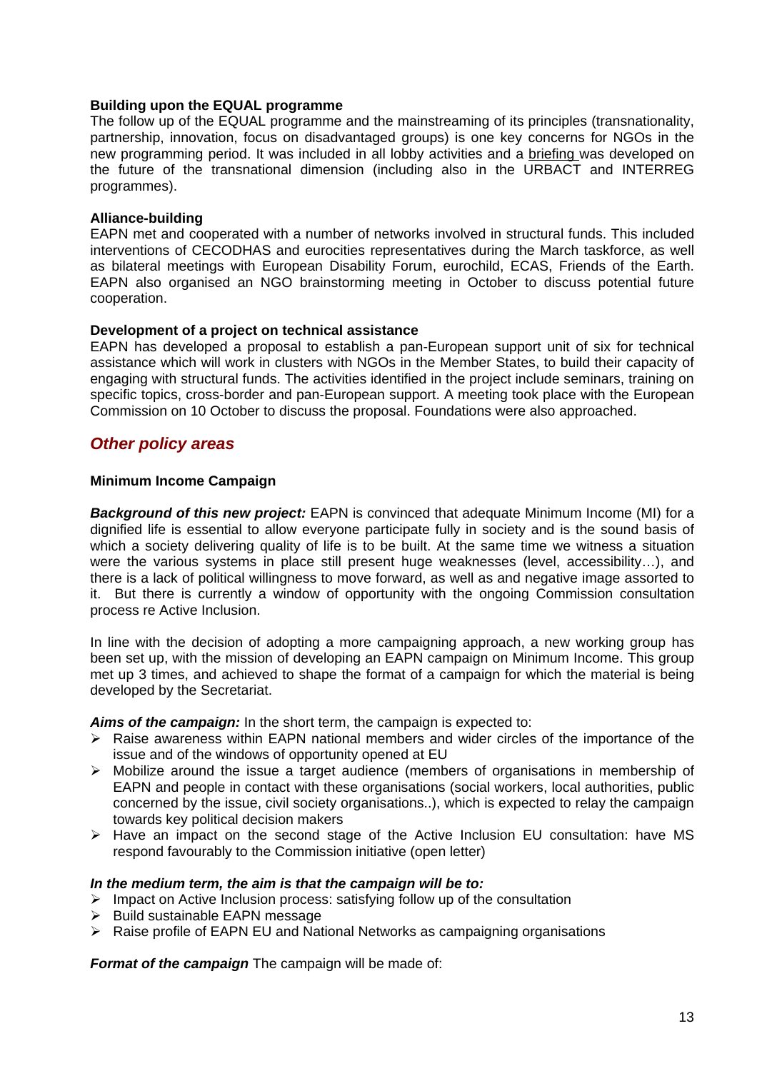**Building upon the EQUAL programme**

The follow up of the EQUAL programme and the mainstreaming of its principles (transnationality, partnership, innovation, focus on disadvantaged groups) is one key concerns for NGOs in the new programming period. It was included in all lobby activities and a briefing was developed on the future of the transnational dimension (including also in the URBACT and INTERREG programmes).

**Alliance-building**

EAPN met and cooperated with a number of networks involved in structural funds. This included interventions of CECODHAS and eurocities representatives during the March taskforce, as well as bilateral meetings with European Disability Forum, eurochild, ECAS, Friends of the Earth. EAPN also organised an NGO brainstorming meeting in October to discuss potential future cooperation.

**Development of a project on technical assistance**

EAPN has developed a proposal to establish a pan-European support unit of six for technical assistance which will work in clusters with NGOs in the Member States, to build their capacity of engaging with structural funds. The activities identified in the project include seminars, training on specific topics, cross-border and pan-European support. A meeting took place with the European Commission on 10 October to discuss the proposal. Foundations were also approached.

## *Other policy areas*

**Minimum Income Campaign**

***Background of this new project:*** EAPN is convinced that adequate Minimum Income (MI) for a dignified life is essential to allow everyone participate fully in society and is the sound basis of which a society delivering quality of life is to be built. At the same time we witness a situation were the various systems in place still present huge weaknesses (level, accessibility…), and there is a lack of political willingness to move forward, as well as and negative image assorted to it. But there is currently a window of opportunity with the ongoing Commission consultation process re Active Inclusion.

In line with the decision of adopting a more campaigning approach, a new working group has been set up, with the mission of developing an EAPN campaign on Minimum Income. This group met up 3 times, and achieved to shape the format of a campaign for which the material is being developed by the Secretariat.

***Aims of the campaign:*** In the short term, the campaign is expected to:

- Raise awareness within EAPN national members and wider circles of the importance of the issue and of the windows of opportunity opened at EU
- Mobilize around the issue a target audience (members of organisations in membership of EAPN and people in contact with these organisations (social workers, local authorities, public concerned by the issue, civil society organisations..), which is expected to relay the campaign towards key political decision makers
- Have an impact on the second stage of the Active Inclusion EU consultation: have MS respond favourably to the Commission initiative (open letter)

***In the medium term, the aim is that the campaign will be to:***

- Impact on Active Inclusion process: satisfying follow up of the consultation
- Build sustainable EAPN message
- Raise profile of EAPN EU and National Networks as campaigning organisations

***Format of the campaign*** The campaign will be made of: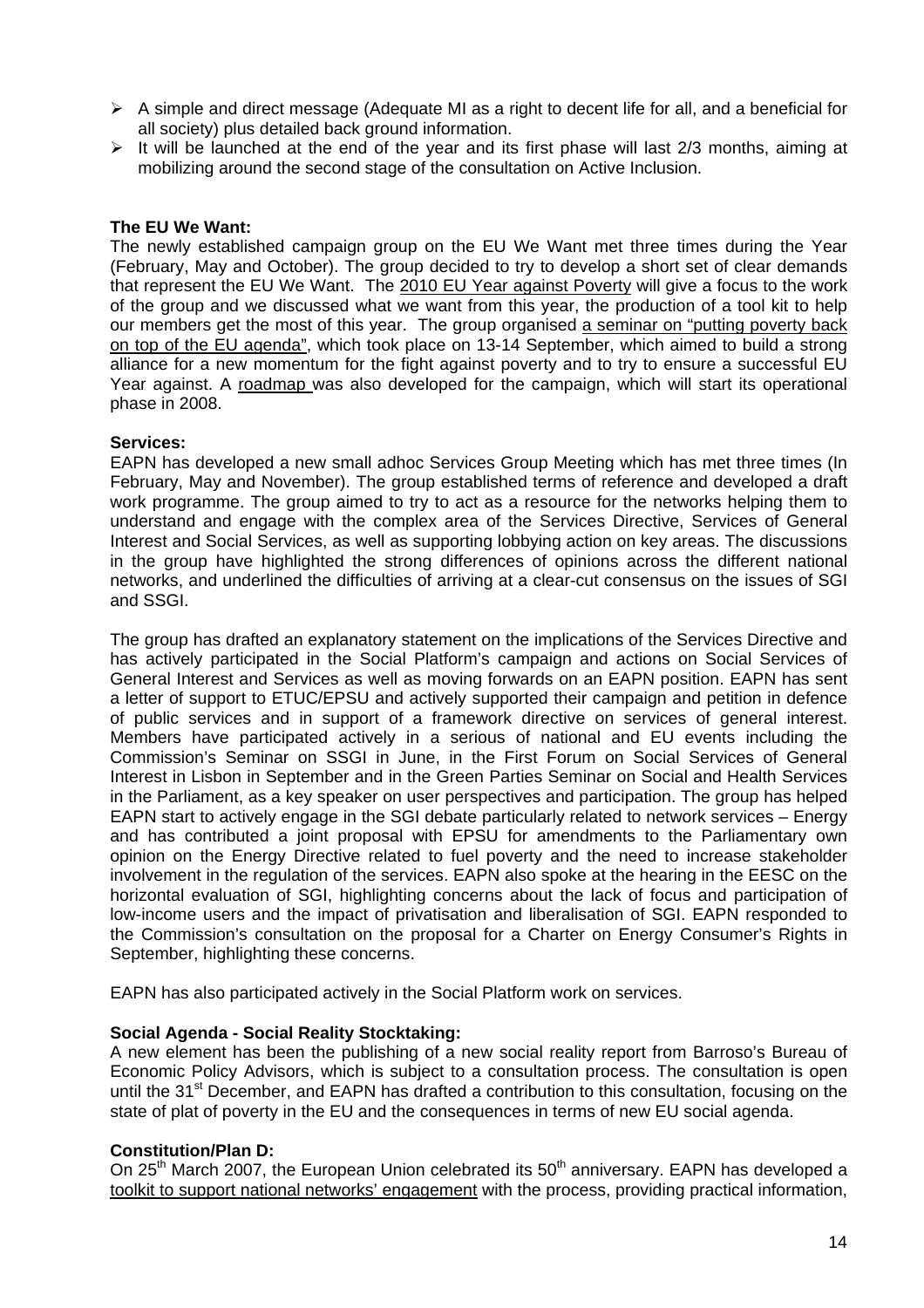- A simple and direct message (Adequate MI as a right to decent life for all, and a beneficial for all society) plus detailed back ground information.
- It will be launched at the end of the year and its first phase will last 2/3 months, aiming at mobilizing around the second stage of the consultation on Active Inclusion.

**The EU We Want:**
The newly established campaign group on the EU We Want met three times during the Year (February, May and October). The group decided to try to develop a short set of clear demands that represent the EU We Want. The 2010 EU Year against Poverty will give a focus to the work of the group and we discussed what we want from this year, the production of a tool kit to help our members get the most of this year. The group organised a seminar on "putting poverty back on top of the EU agenda", which took place on 13-14 September, which aimed to build a strong alliance for a new momentum for the fight against poverty and to try to ensure a successful EU Year against. A roadmap was also developed for the campaign, which will start its operational phase in 2008.

**Services:**
EAPN has developed a new small adhoc Services Group Meeting which has met three times (In February, May and November). The group established terms of reference and developed a draft work programme. The group aimed to try to act as a resource for the networks helping them to understand and engage with the complex area of the Services Directive, Services of General Interest and Social Services, as well as supporting lobbying action on key areas. The discussions in the group have highlighted the strong differences of opinions across the different national networks, and underlined the difficulties of arriving at a clear-cut consensus on the issues of SGI and SSGI.

The group has drafted an explanatory statement on the implications of the Services Directive and has actively participated in the Social Platform's campaign and actions on Social Services of General Interest and Services as well as moving forwards on an EAPN position. EAPN has sent a letter of support to ETUC/EPSU and actively supported their campaign and petition in defence of public services and in support of a framework directive on services of general interest. Members have participated actively in a serious of national and EU events including the Commission's Seminar on SSGI in June, in the First Forum on Social Services of General Interest in Lisbon in September and in the Green Parties Seminar on Social and Health Services in the Parliament, as a key speaker on user perspectives and participation. The group has helped EAPN start to actively engage in the SGI debate particularly related to network services – Energy and has contributed a joint proposal with EPSU for amendments to the Parliamentary own opinion on the Energy Directive related to fuel poverty and the need to increase stakeholder involvement in the regulation of the services. EAPN also spoke at the hearing in the EESC on the horizontal evaluation of SGI, highlighting concerns about the lack of focus and participation of low-income users and the impact of privatisation and liberalisation of SGI. EAPN responded to the Commission's consultation on the proposal for a Charter on Energy Consumer's Rights in September, highlighting these concerns.

EAPN has also participated actively in the Social Platform work on services.

**Social Agenda - Social Reality Stocktaking:**
A new element has been the publishing of a new social reality report from Barroso's Bureau of Economic Policy Advisors, which is subject to a consultation process. The consultation is open until the 31st December, and EAPN has drafted a contribution to this consultation, focusing on the state of plat of poverty in the EU and the consequences in terms of new EU social agenda.

**Constitution/Plan D:**
On 25th March 2007, the European Union celebrated its 50th anniversary. EAPN has developed a toolkit to support national networks' engagement with the process, providing practical information,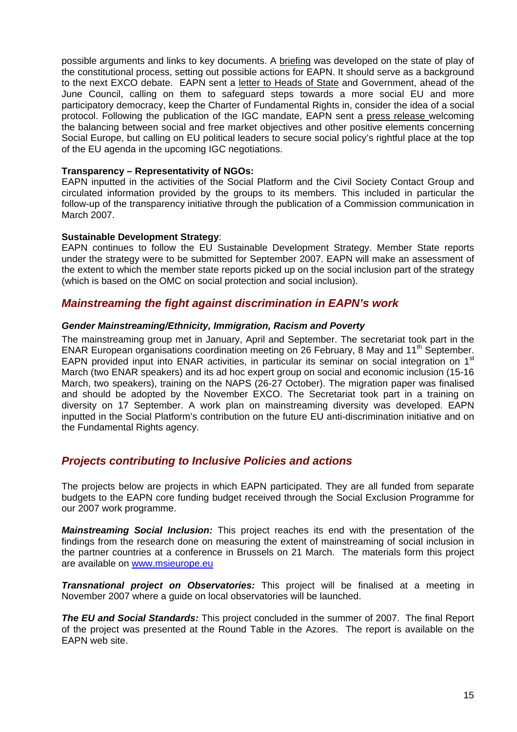possible arguments and links to key documents. A briefing was developed on the state of play of the constitutional process, setting out possible actions for EAPN. It should serve as a background to the next EXCO debate. EAPN sent a letter to Heads of State and Government, ahead of the June Council, calling on them to safeguard steps towards a more social EU and more participatory democracy, keep the Charter of Fundamental Rights in, consider the idea of a social protocol. Following the publication of the IGC mandate, EAPN sent a press release welcoming the balancing between social and free market objectives and other positive elements concerning Social Europe, but calling on EU political leaders to secure social policy's rightful place at the top of the EU agenda in the upcoming IGC negotiations.

**Transparency – Representativity of NGOs:**
EAPN inputted in the activities of the Social Platform and the Civil Society Contact Group and circulated information provided by the groups to its members. This included in particular the follow-up of the transparency initiative through the publication of a Commission communication in March 2007.

**Sustainable Development Strategy**:
EAPN continues to follow the EU Sustainable Development Strategy. Member State reports under the strategy were to be submitted for September 2007. EAPN will make an assessment of the extent to which the member state reports picked up on the social inclusion part of the strategy (which is based on the OMC on social protection and social inclusion).

## *Mainstreaming the fight against discrimination in EAPN's work*

### *Gender Mainstreaming/Ethnicity, Immigration, Racism and Poverty*

The mainstreaming group met in January, April and September. The secretariat took part in the ENAR European organisations coordination meeting on 26 February, 8 May and 11th September. EAPN provided input into ENAR activities, in particular its seminar on social integration on 1st March (two ENAR speakers) and its ad hoc expert group on social and economic inclusion (15-16 March, two speakers), training on the NAPS (26-27 October). The migration paper was finalised and should be adopted by the November EXCO. The Secretariat took part in a training on diversity on 17 September. A work plan on mainstreaming diversity was developed. EAPN inputted in the Social Platform's contribution on the future EU anti-discrimination initiative and on the Fundamental Rights agency.

## *Projects contributing to Inclusive Policies and actions*

The projects below are projects in which EAPN participated. They are all funded from separate budgets to the EAPN core funding budget received through the Social Exclusion Programme for our 2007 work programme.

***Mainstreaming Social Inclusion:*** This project reaches its end with the presentation of the findings from the research done on measuring the extent of mainstreaming of social inclusion in the partner countries at a conference in Brussels on 21 March. The materials form this project are available on www.msieurope.eu

***Transnational project on Observatories:*** This project will be finalised at a meeting in November 2007 where a guide on local observatories will be launched.

***The EU and Social Standards:*** This project concluded in the summer of 2007. The final Report of the project was presented at the Round Table in the Azores. The report is available on the EAPN web site.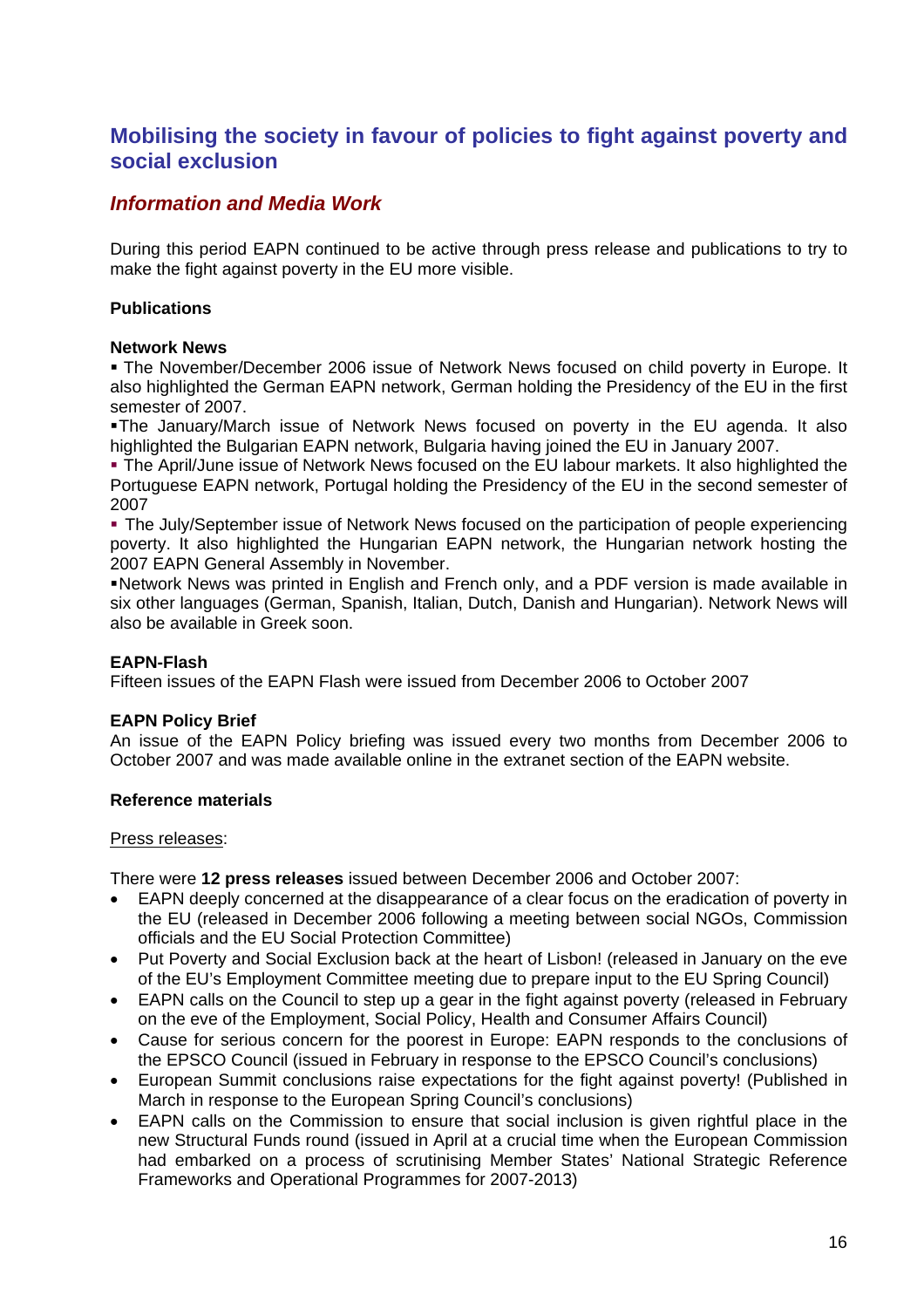## Mobilising the society in favour of policies to fight against poverty and social exclusion

### *Information and Media Work*

During this period EAPN continued to be active through press release and publications to try to make the fight against poverty in the EU more visible.

**Publications**

**Network News**

- The November/December 2006 issue of Network News focused on child poverty in Europe. It also highlighted the German EAPN network, German holding the Presidency of the EU in the first semester of 2007.
- The January/March issue of Network News focused on poverty in the EU agenda. It also highlighted the Bulgarian EAPN network, Bulgaria having joined the EU in January 2007.
- The April/June issue of Network News focused on the EU labour markets. It also highlighted the Portuguese EAPN network, Portugal holding the Presidency of the EU in the second semester of 2007
- The July/September issue of Network News focused on the participation of people experiencing poverty. It also highlighted the Hungarian EAPN network, the Hungarian network hosting the 2007 EAPN General Assembly in November.
- Network News was printed in English and French only, and a PDF version is made available in six other languages (German, Spanish, Italian, Dutch, Danish and Hungarian). Network News will also be available in Greek soon.

**EAPN-Flash**

Fifteen issues of the EAPN Flash were issued from December 2006 to October 2007

**EAPN Policy Brief**

An issue of the EAPN Policy briefing was issued every two months from December 2006 to October 2007 and was made available online in the extranet section of the EAPN website.

**Reference materials**

Press releases:

There were **12 press releases** issued between December 2006 and October 2007:

- EAPN deeply concerned at the disappearance of a clear focus on the eradication of poverty in the EU (released in December 2006 following a meeting between social NGOs, Commission officials and the EU Social Protection Committee)
- Put Poverty and Social Exclusion back at the heart of Lisbon! (released in January on the eve of the EU's Employment Committee meeting due to prepare input to the EU Spring Council)
- EAPN calls on the Council to step up a gear in the fight against poverty (released in February on the eve of the Employment, Social Policy, Health and Consumer Affairs Council)
- Cause for serious concern for the poorest in Europe: EAPN responds to the conclusions of the EPSCO Council (issued in February in response to the EPSCO Council's conclusions)
- European Summit conclusions raise expectations for the fight against poverty! (Published in March in response to the European Spring Council's conclusions)
- EAPN calls on the Commission to ensure that social inclusion is given rightful place in the new Structural Funds round (issued in April at a crucial time when the European Commission had embarked on a process of scrutinising Member States' National Strategic Reference Frameworks and Operational Programmes for 2007-2013)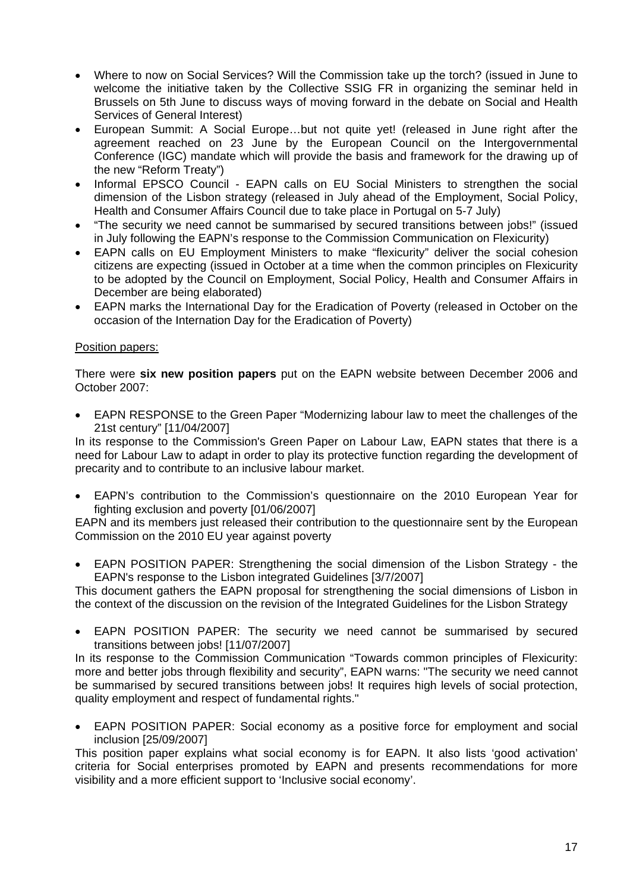- Where to now on Social Services? Will the Commission take up the torch? (issued in June to welcome the initiative taken by the Collective SSIG FR in organizing the seminar held in Brussels on 5th June to discuss ways of moving forward in the debate on Social and Health Services of General Interest)
- European Summit: A Social Europe…but not quite yet! (released in June right after the agreement reached on 23 June by the European Council on the Intergovernmental Conference (IGC) mandate which will provide the basis and framework for the drawing up of the new "Reform Treaty")
- Informal EPSCO Council - EAPN calls on EU Social Ministers to strengthen the social dimension of the Lisbon strategy (released in July ahead of the Employment, Social Policy, Health and Consumer Affairs Council due to take place in Portugal on 5-7 July)
- "The security we need cannot be summarised by secured transitions between jobs!" (issued in July following the EAPN's response to the Commission Communication on Flexicurity)
- EAPN calls on EU Employment Ministers to make "flexicurity" deliver the social cohesion citizens are expecting (issued in October at a time when the common principles on Flexicurity to be adopted by the Council on Employment, Social Policy, Health and Consumer Affairs in December are being elaborated)
- EAPN marks the International Day for the Eradication of Poverty (released in October on the occasion of the Internation Day for the Eradication of Poverty)

<u>Position papers:</u>

There were **six new position papers** put on the EAPN website between December 2006 and October 2007:

- EAPN RESPONSE to the Green Paper "Modernizing labour law to meet the challenges of the 21st century" [11/04/2007]

In its response to the Commission's Green Paper on Labour Law, EAPN states that there is a need for Labour Law to adapt in order to play its protective function regarding the development of precarity and to contribute to an inclusive labour market.

- EAPN's contribution to the Commission's questionnaire on the 2010 European Year for fighting exclusion and poverty [01/06/2007]

EAPN and its members just released their contribution to the questionnaire sent by the European Commission on the 2010 EU year against poverty

- EAPN POSITION PAPER: Strengthening the social dimension of the Lisbon Strategy - the EAPN's response to the Lisbon integrated Guidelines [3/7/2007]

This document gathers the EAPN proposal for strengthening the social dimensions of Lisbon in the context of the discussion on the revision of the Integrated Guidelines for the Lisbon Strategy

- EAPN POSITION PAPER: The security we need cannot be summarised by secured transitions between jobs! [11/07/2007]

In its response to the Commission Communication "Towards common principles of Flexicurity: more and better jobs through flexibility and security", EAPN warns: "The security we need cannot be summarised by secured transitions between jobs! It requires high levels of social protection, quality employment and respect of fundamental rights."

- EAPN POSITION PAPER: Social economy as a positive force for employment and social inclusion [25/09/2007]

This position paper explains what social economy is for EAPN. It also lists 'good activation' criteria for Social enterprises promoted by EAPN and presents recommendations for more visibility and a more efficient support to 'Inclusive social economy'.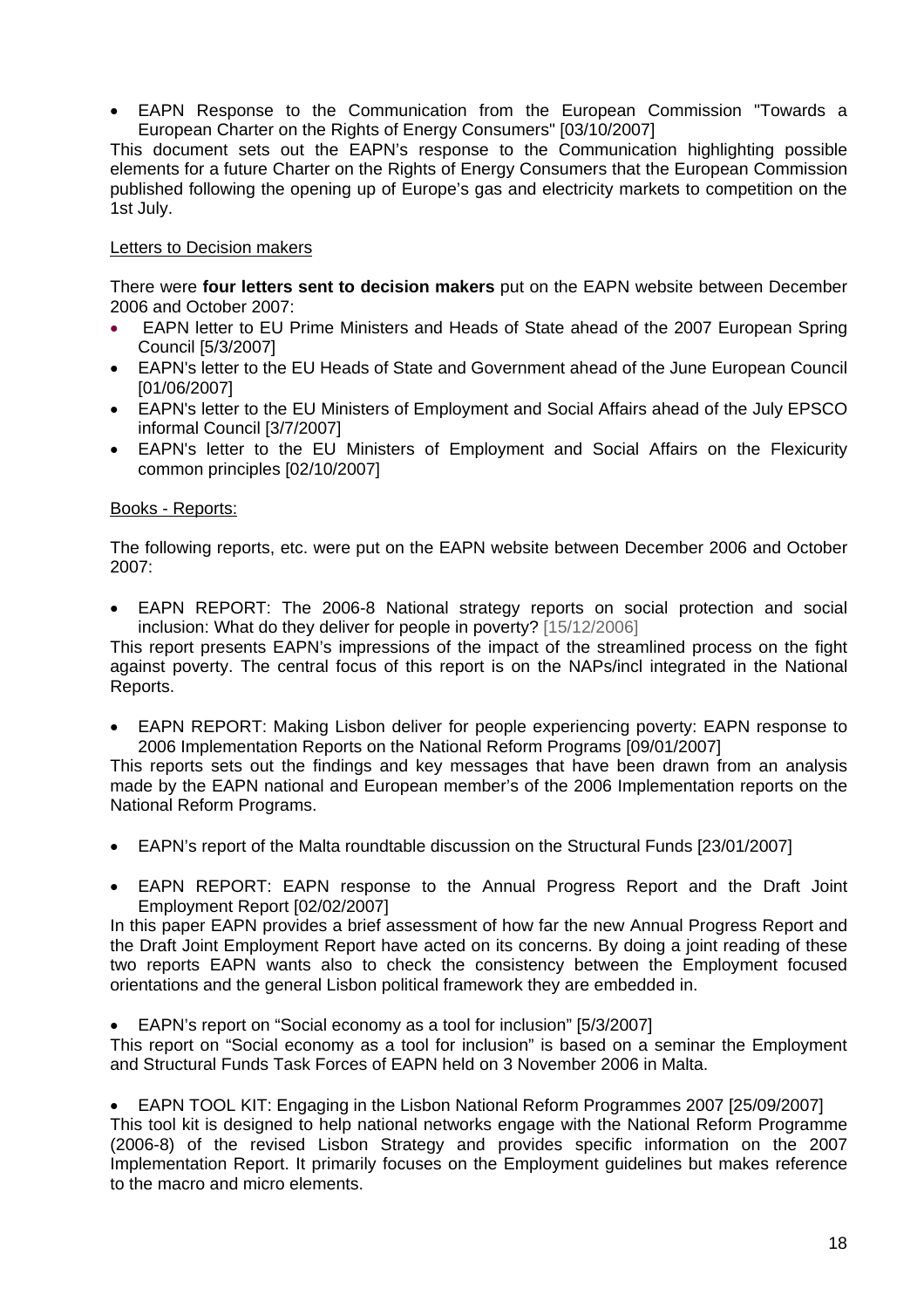- EAPN Response to the Communication from the European Commission "Towards a European Charter on the Rights of Energy Consumers" [03/10/2007]

This document sets out the EAPN's response to the Communication highlighting possible elements for a future Charter on the Rights of Energy Consumers that the European Commission published following the opening up of Europe's gas and electricity markets to competition on the 1st July.

Letters to Decision makers

There were **four letters sent to decision makers** put on the EAPN website between December 2006 and October 2007:

- EAPN letter to EU Prime Ministers and Heads of State ahead of the 2007 European Spring Council [5/3/2007]
- EAPN's letter to the EU Heads of State and Government ahead of the June European Council [01/06/2007]
- EAPN's letter to the EU Ministers of Employment and Social Affairs ahead of the July EPSCO informal Council [3/7/2007]
- EAPN's letter to the EU Ministers of Employment and Social Affairs on the Flexicurity common principles [02/10/2007]

Books - Reports:

The following reports, etc. were put on the EAPN website between December 2006 and October 2007:

- EAPN REPORT: The 2006-8 National strategy reports on social protection and social inclusion: What do they deliver for people in poverty? [15/12/2006]

This report presents EAPN's impressions of the impact of the streamlined process on the fight against poverty. The central focus of this report is on the NAPs/incl integrated in the National Reports.

- EAPN REPORT: Making Lisbon deliver for people experiencing poverty: EAPN response to 2006 Implementation Reports on the National Reform Programs [09/01/2007]

This reports sets out the findings and key messages that have been drawn from an analysis made by the EAPN national and European member's of the 2006 Implementation reports on the National Reform Programs.

- EAPN's report of the Malta roundtable discussion on the Structural Funds [23/01/2007]

- EAPN REPORT: EAPN response to the Annual Progress Report and the Draft Joint Employment Report [02/02/2007]

In this paper EAPN provides a brief assessment of how far the new Annual Progress Report and the Draft Joint Employment Report have acted on its concerns. By doing a joint reading of these two reports EAPN wants also to check the consistency between the Employment focused orientations and the general Lisbon political framework they are embedded in.

- EAPN's report on "Social economy as a tool for inclusion" [5/3/2007]

This report on "Social economy as a tool for inclusion" is based on a seminar the Employment and Structural Funds Task Forces of EAPN held on 3 November 2006 in Malta.

- EAPN TOOL KIT: Engaging in the Lisbon National Reform Programmes 2007 [25/09/2007]

This tool kit is designed to help national networks engage with the National Reform Programme (2006-8) of the revised Lisbon Strategy and provides specific information on the 2007 Implementation Report. It primarily focuses on the Employment guidelines but makes reference to the macro and micro elements.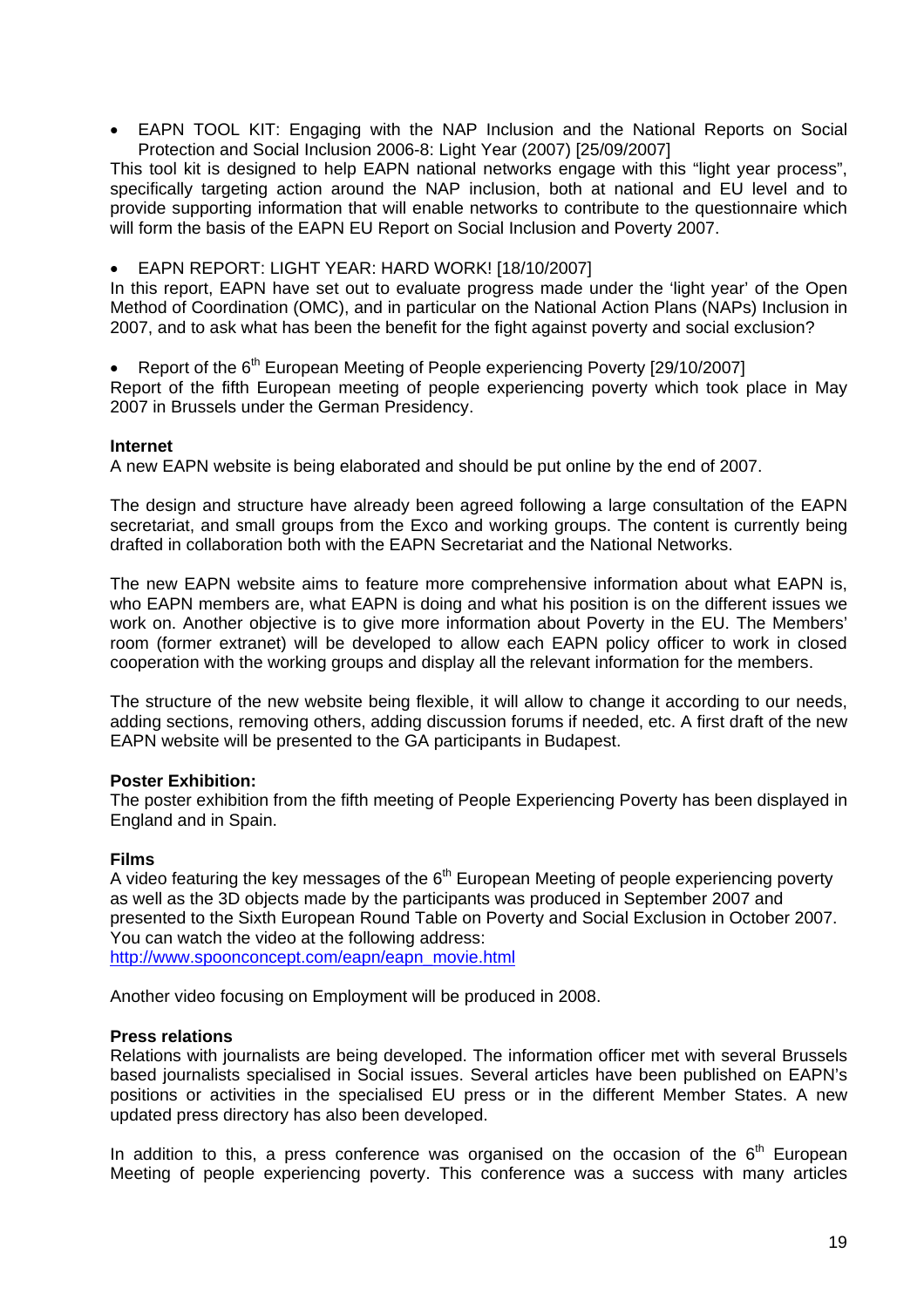- EAPN TOOL KIT: Engaging with the NAP Inclusion and the National Reports on Social Protection and Social Inclusion 2006-8: Light Year (2007) [25/09/2007]

This tool kit is designed to help EAPN national networks engage with this "light year process", specifically targeting action around the NAP inclusion, both at national and EU level and to provide supporting information that will enable networks to contribute to the questionnaire which will form the basis of the EAPN EU Report on Social Inclusion and Poverty 2007.

- EAPN REPORT: LIGHT YEAR: HARD WORK! [18/10/2007]

In this report, EAPN have set out to evaluate progress made under the 'light year' of the Open Method of Coordination (OMC), and in particular on the National Action Plans (NAPs) Inclusion in 2007, and to ask what has been the benefit for the fight against poverty and social exclusion?

- Report of the 6th European Meeting of People experiencing Poverty [29/10/2007]

Report of the fifth European meeting of people experiencing poverty which took place in May 2007 in Brussels under the German Presidency.

**Internet**

A new EAPN website is being elaborated and should be put online by the end of 2007.

The design and structure have already been agreed following a large consultation of the EAPN secretariat, and small groups from the Exco and working groups. The content is currently being drafted in collaboration both with the EAPN Secretariat and the National Networks.

The new EAPN website aims to feature more comprehensive information about what EAPN is, who EAPN members are, what EAPN is doing and what his position is on the different issues we work on. Another objective is to give more information about Poverty in the EU. The Members' room (former extranet) will be developed to allow each EAPN policy officer to work in closed cooperation with the working groups and display all the relevant information for the members.

The structure of the new website being flexible, it will allow to change it according to our needs, adding sections, removing others, adding discussion forums if needed, etc. A first draft of the new EAPN website will be presented to the GA participants in Budapest.

**Poster Exhibition:**

The poster exhibition from the fifth meeting of People Experiencing Poverty has been displayed in England and in Spain.

**Films**

A video featuring the key messages of the 6th European Meeting of people experiencing poverty as well as the 3D objects made by the participants was produced in September 2007 and presented to the Sixth European Round Table on Poverty and Social Exclusion in October 2007. You can watch the video at the following address:
http://www.spoonconcept.com/eapn/eapn_movie.html

Another video focusing on Employment will be produced in 2008.

**Press relations**

Relations with journalists are being developed. The information officer met with several Brussels based journalists specialised in Social issues. Several articles have been published on EAPN's positions or activities in the specialised EU press or in the different Member States. A new updated press directory has also been developed.

In addition to this, a press conference was organised on the occasion of the 6th European Meeting of people experiencing poverty. This conference was a success with many articles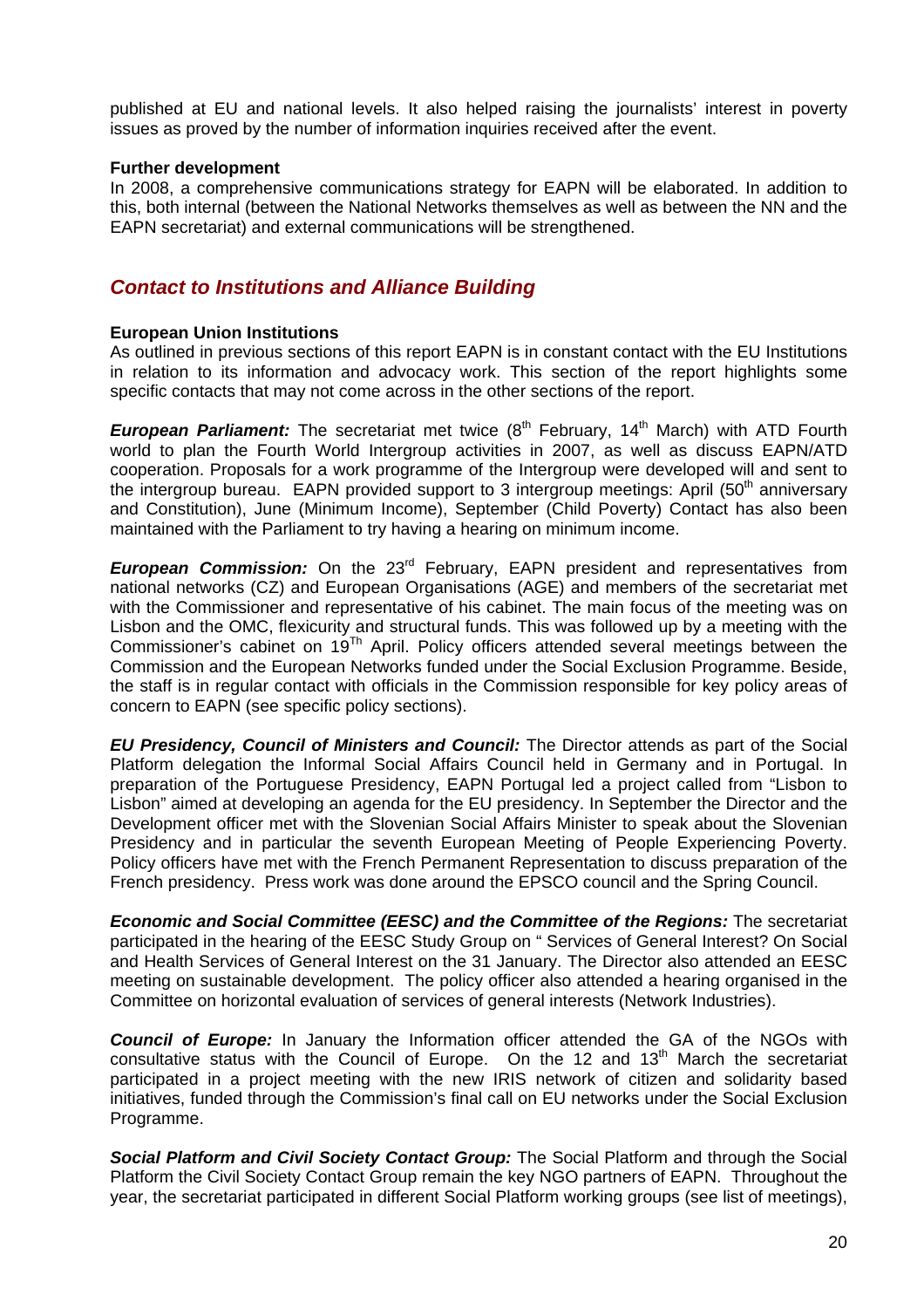published at EU and national levels. It also helped raising the journalists' interest in poverty issues as proved by the number of information inquiries received after the event.

**Further development**

In 2008, a comprehensive communications strategy for EAPN will be elaborated. In addition to this, both internal (between the National Networks themselves as well as between the NN and the EAPN secretariat) and external communications will be strengthened.

## *Contact to Institutions and Alliance Building*

**European Union Institutions**

As outlined in previous sections of this report EAPN is in constant contact with the EU Institutions in relation to its information and advocacy work. This section of the report highlights some specific contacts that may not come across in the other sections of the report.

***European Parliament:*** The secretariat met twice (8th February, 14th March) with ATD Fourth world to plan the Fourth World Intergroup activities in 2007, as well as discuss EAPN/ATD cooperation. Proposals for a work programme of the Intergroup were developed will and sent to the intergroup bureau. EAPN provided support to 3 intergroup meetings: April (50th anniversary and Constitution), June (Minimum Income), September (Child Poverty) Contact has also been maintained with the Parliament to try having a hearing on minimum income.

***European Commission:*** On the 23rd February, EAPN president and representatives from national networks (CZ) and European Organisations (AGE) and members of the secretariat met with the Commissioner and representative of his cabinet. The main focus of the meeting was on Lisbon and the OMC, flexicurity and structural funds. This was followed up by a meeting with the Commissioner's cabinet on 19Th April. Policy officers attended several meetings between the Commission and the European Networks funded under the Social Exclusion Programme. Beside, the staff is in regular contact with officials in the Commission responsible for key policy areas of concern to EAPN (see specific policy sections).

***EU Presidency, Council of Ministers and Council:*** The Director attends as part of the Social Platform delegation the Informal Social Affairs Council held in Germany and in Portugal. In preparation of the Portuguese Presidency, EAPN Portugal led a project called from "Lisbon to Lisbon" aimed at developing an agenda for the EU presidency. In September the Director and the Development officer met with the Slovenian Social Affairs Minister to speak about the Slovenian Presidency and in particular the seventh European Meeting of People Experiencing Poverty. Policy officers have met with the French Permanent Representation to discuss preparation of the French presidency. Press work was done around the EPSCO council and the Spring Council.

***Economic and Social Committee (EESC) and the Committee of the Regions:*** The secretariat participated in the hearing of the EESC Study Group on " Services of General Interest? On Social and Health Services of General Interest on the 31 January. The Director also attended an EESC meeting on sustainable development. The policy officer also attended a hearing organised in the Committee on horizontal evaluation of services of general interests (Network Industries).

***Council of Europe:*** In January the Information officer attended the GA of the NGOs with consultative status with the Council of Europe. On the 12 and 13th March the secretariat participated in a project meeting with the new IRIS network of citizen and solidarity based initiatives, funded through the Commission's final call on EU networks under the Social Exclusion Programme.

***Social Platform and Civil Society Contact Group:*** The Social Platform and through the Social Platform the Civil Society Contact Group remain the key NGO partners of EAPN. Throughout the year, the secretariat participated in different Social Platform working groups (see list of meetings),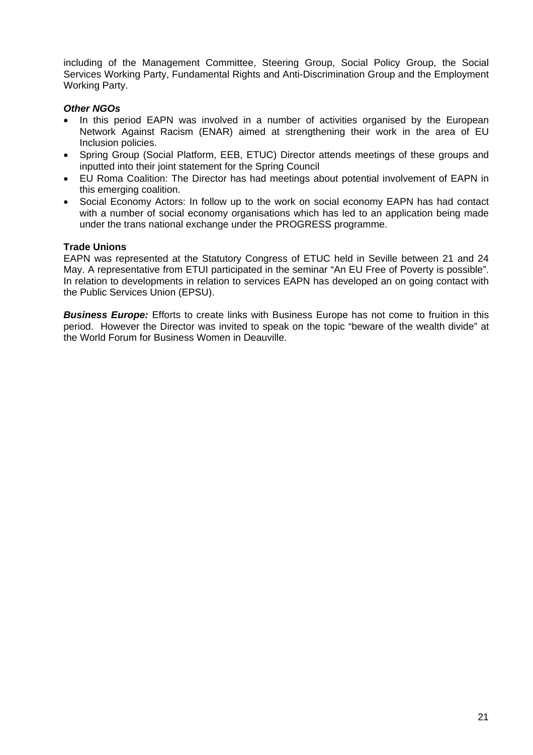including of the Management Committee, Steering Group, Social Policy Group, the Social Services Working Party, Fundamental Rights and Anti-Discrimination Group and the Employment Working Party.

***Other NGOs***

- In this period EAPN was involved in a number of activities organised by the European Network Against Racism (ENAR) aimed at strengthening their work in the area of EU Inclusion policies.
- Spring Group (Social Platform, EEB, ETUC) Director attends meetings of these groups and inputted into their joint statement for the Spring Council
- EU Roma Coalition: The Director has had meetings about potential involvement of EAPN in this emerging coalition.
- Social Economy Actors: In follow up to the work on social economy EAPN has had contact with a number of social economy organisations which has led to an application being made under the trans national exchange under the PROGRESS programme.

**Trade Unions**

EAPN was represented at the Statutory Congress of ETUC held in Seville between 21 and 24 May. A representative from ETUI participated in the seminar "An EU Free of Poverty is possible". In relation to developments in relation to services EAPN has developed an on going contact with the Public Services Union (EPSU).

***Business Europe:*** Efforts to create links with Business Europe has not come to fruition in this period. However the Director was invited to speak on the topic "beware of the wealth divide" at the World Forum for Business Women in Deauville.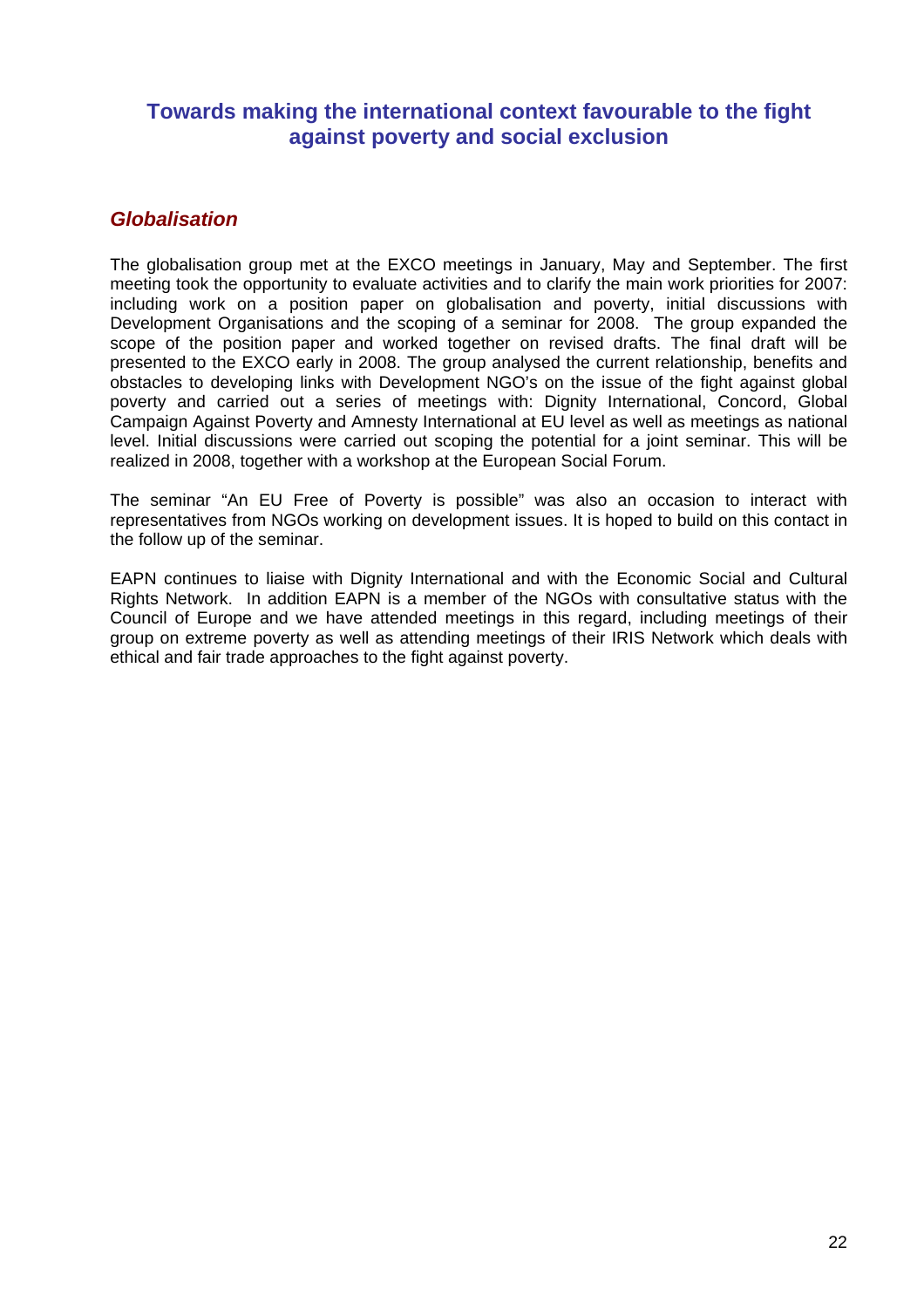## Towards making the international context favourable to the fight against poverty and social exclusion

### *Globalisation*

The globalisation group met at the EXCO meetings in January, May and September. The first meeting took the opportunity to evaluate activities and to clarify the main work priorities for 2007: including work on a position paper on globalisation and poverty, initial discussions with Development Organisations and the scoping of a seminar for 2008. The group expanded the scope of the position paper and worked together on revised drafts. The final draft will be presented to the EXCO early in 2008. The group analysed the current relationship, benefits and obstacles to developing links with Development NGO's on the issue of the fight against global poverty and carried out a series of meetings with: Dignity International, Concord, Global Campaign Against Poverty and Amnesty International at EU level as well as meetings as national level. Initial discussions were carried out scoping the potential for a joint seminar. This will be realized in 2008, together with a workshop at the European Social Forum.

The seminar "An EU Free of Poverty is possible" was also an occasion to interact with representatives from NGOs working on development issues. It is hoped to build on this contact in the follow up of the seminar.

EAPN continues to liaise with Dignity International and with the Economic Social and Cultural Rights Network. In addition EAPN is a member of the NGOs with consultative status with the Council of Europe and we have attended meetings in this regard, including meetings of their group on extreme poverty as well as attending meetings of their IRIS Network which deals with ethical and fair trade approaches to the fight against poverty.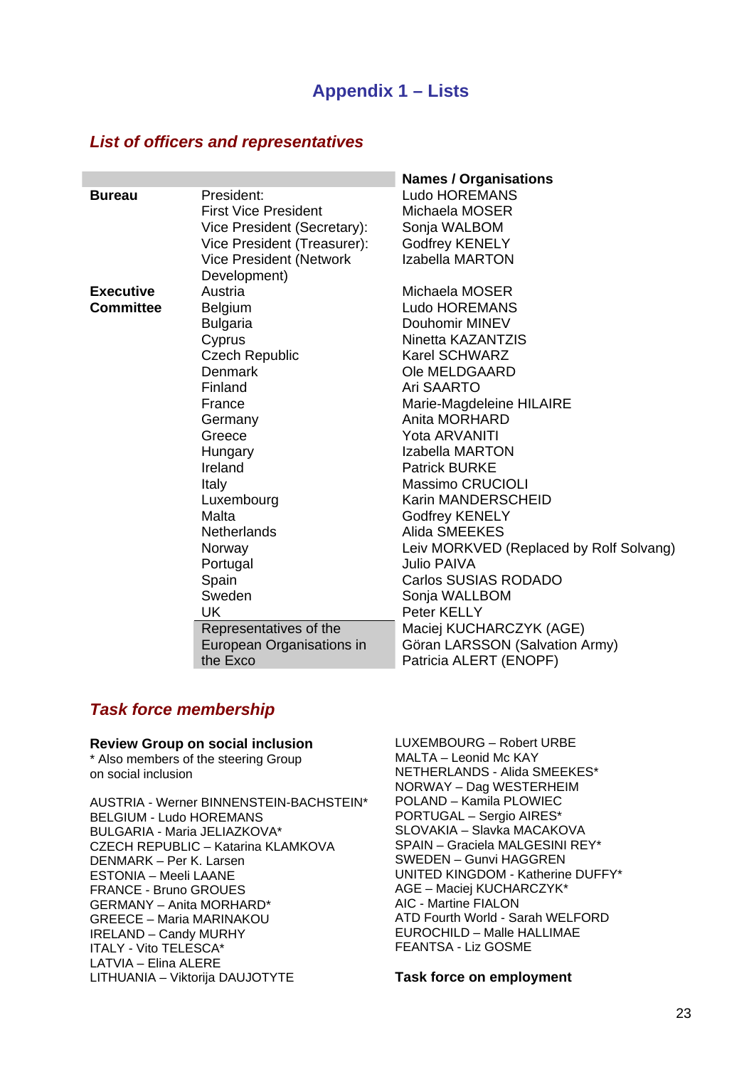# Appendix 1 – Lists

## List of officers and representatives

| | | Names / Organisations |
|---|---|---|
| **Bureau** | President: | Ludo HOREMANS |
| | First Vice President | Michaela MOSER |
| | Vice President (Secretary): | Sonja WALBOM |
| | Vice President (Treasurer): | Godfrey KENELY |
| | Vice President (Network Development) | Izabella MARTON |
| **Executive Committee** | Austria | Michaela MOSER |
| | Belgium | Ludo HOREMANS |
| | Bulgaria | Douhomir MINEV |
| | Cyprus | Ninetta KAZANTZIS |
| | Czech Republic | Karel SCHWARZ |
| | Denmark | Ole MELDGAARD |
| | Finland | Ari SAARTO |
| | France | Marie-Magdeleine HILAIRE |
| | Germany | Anita MORHARD |
| | Greece | Yota ARVANITI |
| | Hungary | Izabella MARTON |
| | Ireland | Patrick BURKE |
| | Italy | Massimo CRUCIOLI |
| | Luxembourg | Karin MANDERSCHEID |
| | Malta | Godfrey KENELY |
| | Netherlands | Alida SMEEKES |
| | Norway | Leiv MORKVED (Replaced by Rolf Solvang) |
| | Portugal | Julio PAIVA |
| | Spain | Carlos SUSIAS RODADO |
| | Sweden | Sonja WALLBOM |
| | UK | Peter KELLY |
| | Representatives of the European Organisations in the Exco | Maciej KUCHARCZYK (AGE)<br>Göran LARSSON (Salvation Army)<br>Patricia ALERT (ENOPF) |

## Task force membership

**Review Group on social inclusion**
* Also members of the steering Group on social inclusion

AUSTRIA - Werner BINNENSTEIN-BACHSTEIN*
BELGIUM - Ludo HOREMANS
BULGARIA - Maria JELIAZKOVA*
CZECH REPUBLIC – Katarina KLAMKOVA
DENMARK – Per K. Larsen
ESTONIA – Meeli LAANE
FRANCE - Bruno GROUES
GERMANY – Anita MORHARD*
GREECE – Maria MARINAKOU
IRELAND – Candy MURHY
ITALY - Vito TELESCA*
LATVIA – Elina ALERE
LITHUANIA – Viktorija DAUJOTYTE
LUXEMBOURG – Robert URBE
MALTA – Leonid Mc KAY
NETHERLANDS - Alida SMEEKES*
NORWAY – Dag WESTERHEIM
POLAND – Kamila PLOWIEC
PORTUGAL – Sergio AIRES*
SLOVAKIA – Slavka MACAKOVA
SPAIN – Graciela MALGESINI REY*
SWEDEN – Gunvi HAGGREN
UNITED KINGDOM - Katherine DUFFY*
AGE – Maciej KUCHARCZYK*
AIC - Martine FIALON
ATD Fourth World - Sarah WELFORD
EUROCHILD – Malle HALLIMAE
FEANTSA - Liz GOSME

**Task force on employment**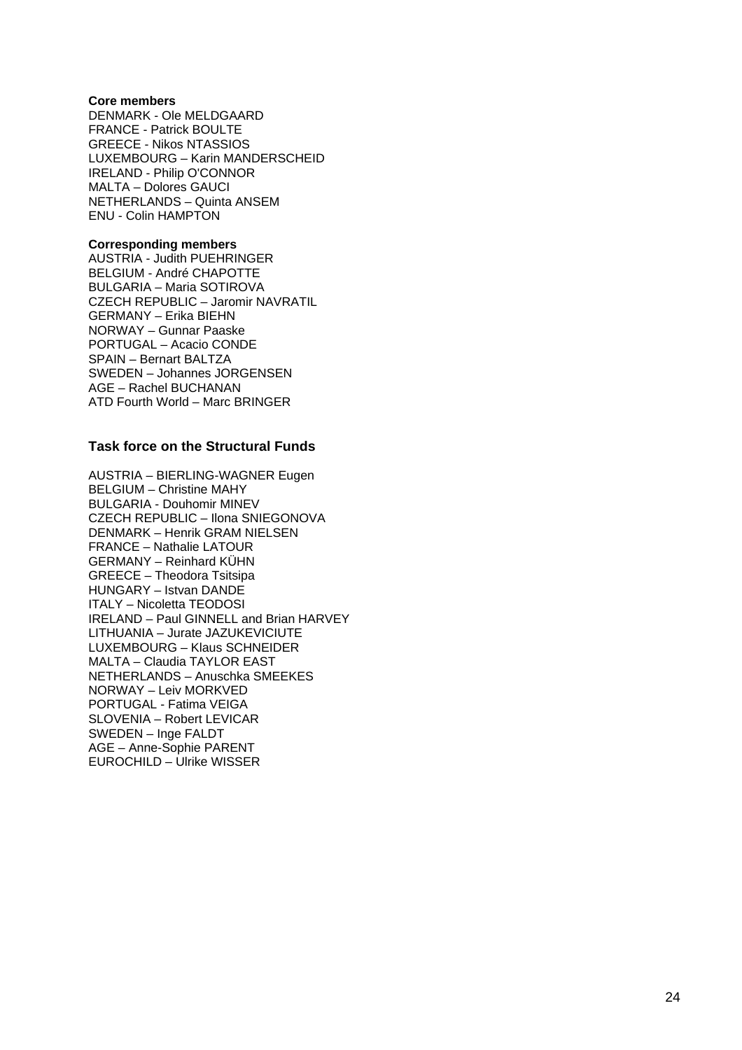**Core members**

DENMARK - Ole MELDGAARD
FRANCE - Patrick BOULTE
GREECE - Nikos NTASSIOS
LUXEMBOURG – Karin MANDERSCHEID
IRELAND - Philip O'CONNOR
MALTA – Dolores GAUCI
NETHERLANDS – Quinta ANSEM
ENU - Colin HAMPTON

**Corresponding members**

AUSTRIA - Judith PUEHRINGER
BELGIUM - André CHAPOTTE
BULGARIA – Maria SOTIROVA
CZECH REPUBLIC – Jaromir NAVRATIL
GERMANY – Erika BIEHN
NORWAY – Gunnar Paaske
PORTUGAL – Acacio CONDE
SPAIN – Bernart BALTZA
SWEDEN – Johannes JORGENSEN
AGE – Rachel BUCHANAN
ATD Fourth World – Marc BRINGER

### Task force on the Structural Funds

AUSTRIA – BIERLING-WAGNER Eugen
BELGIUM – Christine MAHY
BULGARIA - Douhomir MINEV
CZECH REPUBLIC – Ilona SNIEGONOVA
DENMARK – Henrik GRAM NIELSEN
FRANCE – Nathalie LATOUR
GERMANY – Reinhard KÜHN
GREECE – Theodora Tsitsipa
HUNGARY – Istvan DANDE
ITALY – Nicoletta TEODOSI
IRELAND – Paul GINNELL and Brian HARVEY
LITHUANIA – Jurate JAZUKEVICIUTE
LUXEMBOURG – Klaus SCHNEIDER
MALTA – Claudia TAYLOR EAST
NETHERLANDS – Anuschka SMEEKES
NORWAY – Leiv MORKVED
PORTUGAL - Fatima VEIGA
SLOVENIA – Robert LEVICAR
SWEDEN – Inge FALDT
AGE – Anne-Sophie PARENT
EUROCHILD – Ulrike WISSER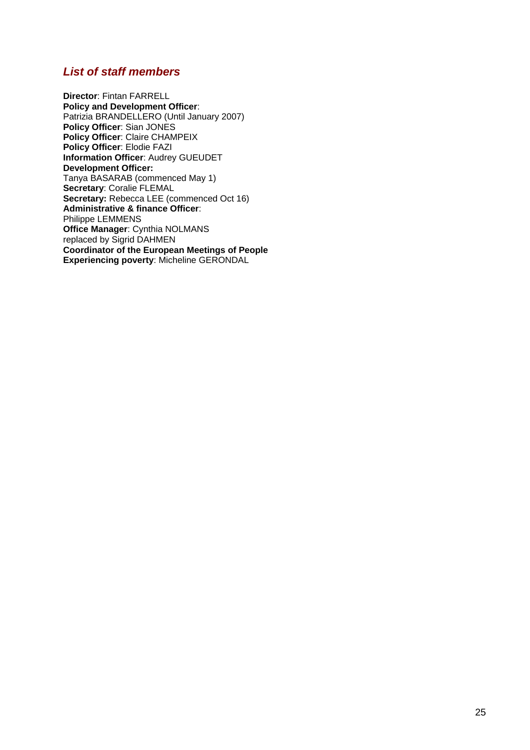## *List of staff members*

**Director**: Fintan FARRELL
**Policy and Development Officer**:
Patrizia BRANDELLERO (Until January 2007)
**Policy Officer**: Sian JONES
**Policy Officer**: Claire CHAMPEIX
**Policy Officer**: Elodie FAZI
**Information Officer**: Audrey GUEUDET
**Development Officer:**
Tanya BASARAB (commenced May 1)
**Secretary**: Coralie FLEMAL
**Secretary:** Rebecca LEE (commenced Oct 16)
**Administrative & finance Officer**:
Philippe LEMMENS
**Office Manager**: Cynthia NOLMANS
replaced by Sigrid DAHMEN
**Coordinator of the European Meetings of People Experiencing poverty**: Micheline GERONDAL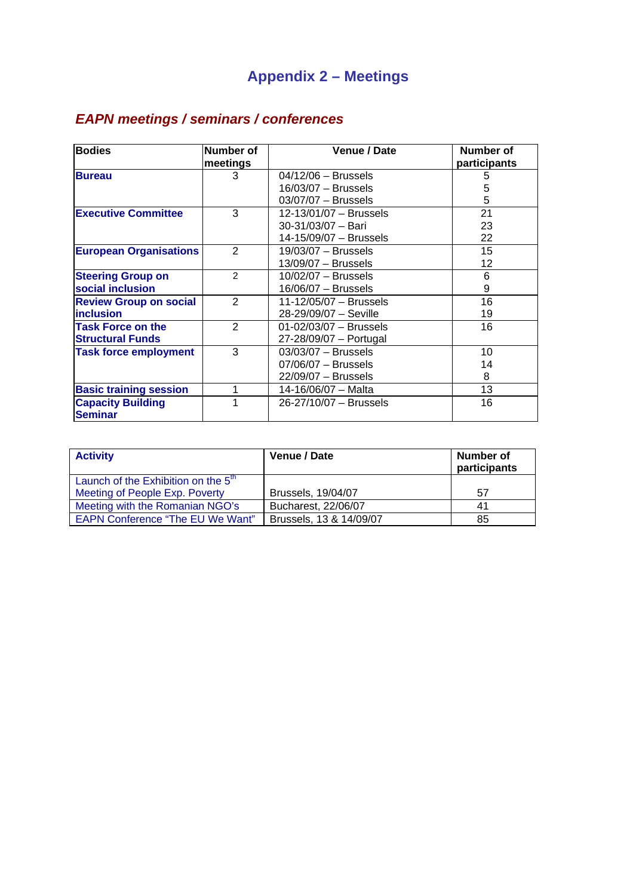# Appendix 2 – Meetings

## *EAPN meetings / seminars / conferences*

| Bodies | Number of meetings | Venue / Date | Number of participants |
|---|---|---|---|
| **Bureau** | 3 | 04/12/06 – Brussels<br>16/03/07 – Brussels<br>03/07/07 – Brussels | 5<br>5<br>5 |
| **Executive Committee** | 3 | 12-13/01/07 – Brussels<br>30-31/03/07 – Bari<br>14-15/09/07 – Brussels | 21<br>23<br>22 |
| **European Organisations** | 2 | 19/03/07 – Brussels<br>13/09/07 – Brussels | 15<br>12 |
| **Steering Group on social inclusion** | 2 | 10/02/07 – Brussels<br>16/06/07 – Brussels | 6<br>9 |
| **Review Group on social inclusion** | 2 | 11-12/05/07 – Brussels<br>28-29/09/07 – Seville | 16<br>19 |
| **Task Force on the Structural Funds** | 2 | 01-02/03/07 – Brussels<br>27-28/09/07 – Portugal | 16 |
| **Task force employment** | 3 | 03/03/07 – Brussels<br>07/06/07 – Brussels<br>22/09/07 – Brussels | 10<br>14<br>8 |
| **Basic training session** | 1 | 14-16/06/07 – Malta | 13 |
| **Capacity Building Seminar** | 1 | 26-27/10/07 – Brussels | 16 |

| Activity | Venue / Date | Number of participants |
|---|---|---|
| Launch of the Exhibition on the 5th Meeting of People Exp. Poverty | Brussels, 19/04/07 | 57 |
| Meeting with the Romanian NGO's | Bucharest, 22/06/07 | 41 |
| EAPN Conference "The EU We Want" | Brussels, 13 & 14/09/07 | 85 |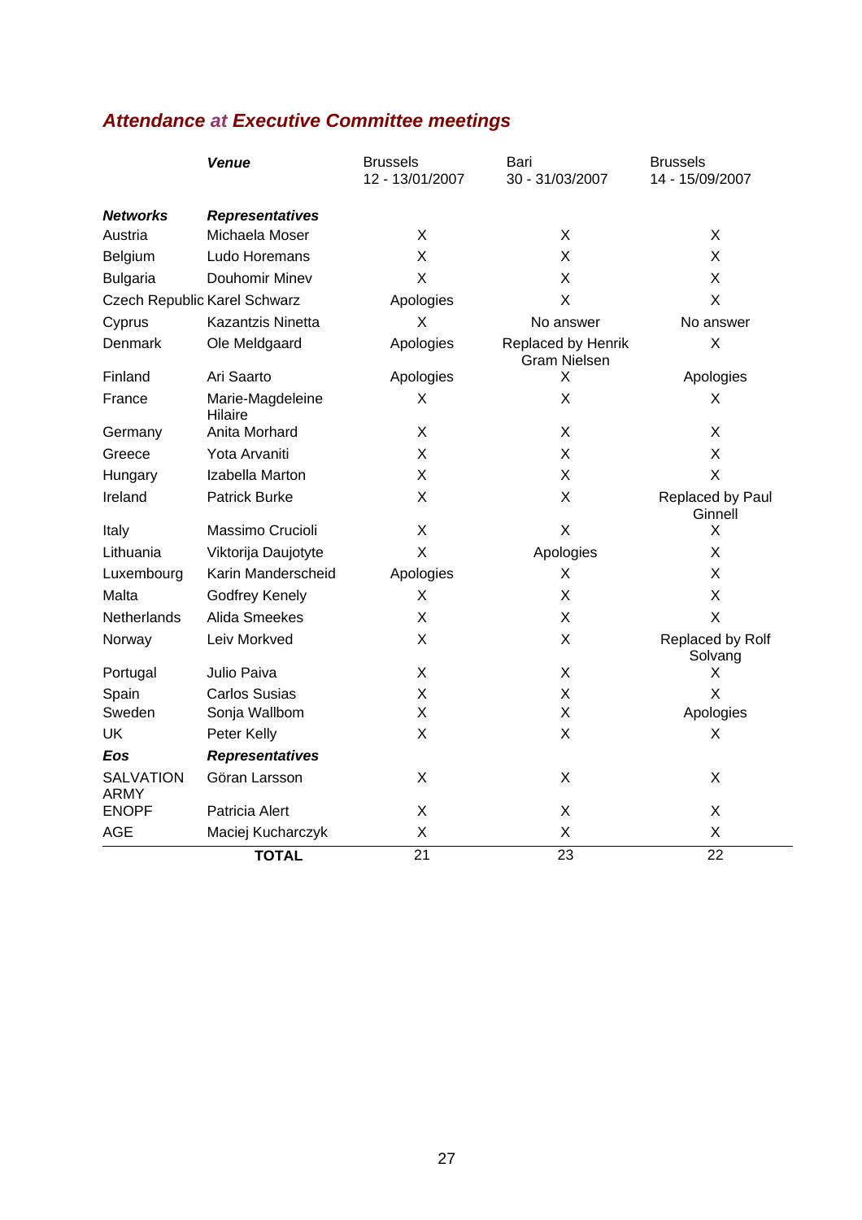## *Attendance at Executive Committee meetings*

| | ***Venue*** | Brussels 12 - 13/01/2007 | Bari 30 - 31/03/2007 | Brussels 14 - 15/09/2007 |
|---|---|---|---|---|
| ***Networks*** | ***Representatives*** | | | |
| Austria | Michaela Moser | X | X | X |
| Belgium | Ludo Horemans | X | X | X |
| Bulgaria | Douhomir Minev | X | X | X |
| Czech Republic | Karel Schwarz | Apologies | X | X |
| Cyprus | Kazantzis Ninetta | X | No answer | No answer |
| Denmark | Ole Meldgaard | Apologies | Replaced by Henrik Gram Nielsen | X |
| Finland | Ari Saarto | Apologies | X | Apologies |
| France | Marie-Magdeleine Hilaire | X | X | X |
| Germany | Anita Morhard | X | X | X |
| Greece | Yota Arvaniti | X | X | X |
| Hungary | Izabella Marton | X | X | X |
| Ireland | Patrick Burke | X | X | Replaced by Paul Ginnell |
| Italy | Massimo Crucioli | X | X | X |
| Lithuania | Viktorija Daujotyte | X | Apologies | X |
| Luxembourg | Karin Manderscheid | Apologies | X | X |
| Malta | Godfrey Kenely | X | X | X |
| Netherlands | Alida Smeekes | X | X | X |
| Norway | Leiv Morkved | X | X | Replaced by Rolf Solvang |
| Portugal | Julio Paiva | X | X | X |
| Spain | Carlos Susias | X | X | X |
| Sweden | Sonja Wallbom | X | X | Apologies |
| UK | Peter Kelly | X | X | X |
| ***Eos*** | ***Representatives*** | | | |
| SALVATION ARMY | Göran Larsson | X | X | X |
| ENOPF | Patricia Alert | X | X | X |
| AGE | Maciej Kucharczyk | X | X | X |
| | **TOTAL** | 21 | 23 | 22 |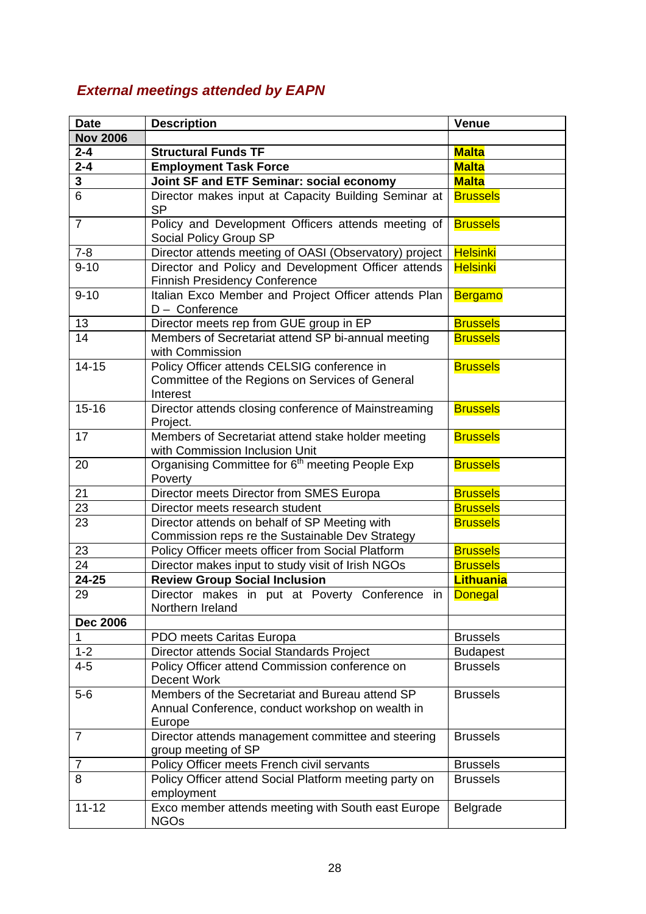### *External meetings attended by EAPN*

| Date | Description | Venue |
|---|---|---|
| **Nov 2006** | | |
| **2-4** | **Structural Funds TF** | **Malta** |
| **2-4** | **Employment Task Force** | **Malta** |
| **3** | **Joint SF and ETF Seminar: social economy** | **Malta** |
| 6 | Director makes input at Capacity Building Seminar at SP | Brussels |
| 7 | Policy and Development Officers attends meeting of Social Policy Group SP | Brussels |
| 7-8 | Director attends meeting of OASI (Observatory) project | Helsinki |
| 9-10 | Director and Policy and Development Officer attends Finnish Presidency Conference | Helsinki |
| 9-10 | Italian Exco Member and Project Officer attends Plan D – Conference | Bergamo |
| 13 | Director meets rep from GUE group in EP | Brussels |
| 14 | Members of Secretariat attend SP bi-annual meeting with Commission | Brussels |
| 14-15 | Policy Officer attends CELSIG conference in Committee of the Regions on Services of General Interest | Brussels |
| 15-16 | Director attends closing conference of Mainstreaming Project. | Brussels |
| 17 | Members of Secretariat attend stake holder meeting with Commission Inclusion Unit | Brussels |
| 20 | Organising Committee for 6th meeting People Exp Poverty | Brussels |
| 21 | Director meets Director from SMES Europa | Brussels |
| 23 | Director meets research student | Brussels |
| 23 | Director attends on behalf of SP Meeting with Commission reps re the Sustainable Dev Strategy | Brussels |
| 23 | Policy Officer meets officer from Social Platform | Brussels |
| 24 | Director makes input to study visit of Irish NGOs | Brussels |
| **24-25** | **Review Group Social Inclusion** | **Lithuania** |
| 29 | Director makes in put at Poverty Conference in Northern Ireland | Donegal |
| **Dec 2006** | | |
| 1 | PDO meets Caritas Europa | Brussels |
| 1-2 | Director attends Social Standards Project | Budapest |
| 4-5 | Policy Officer attend Commission conference on Decent Work | Brussels |
| 5-6 | Members of the Secretariat and Bureau attend SP Annual Conference, conduct workshop on wealth in Europe | Brussels |
| 7 | Director attends management committee and steering group meeting of SP | Brussels |
| 7 | Policy Officer meets French civil servants | Brussels |
| 8 | Policy Officer attend Social Platform meeting party on employment | Brussels |
| 11-12 | Exco member attends meeting with South east Europe NGOs | Belgrade |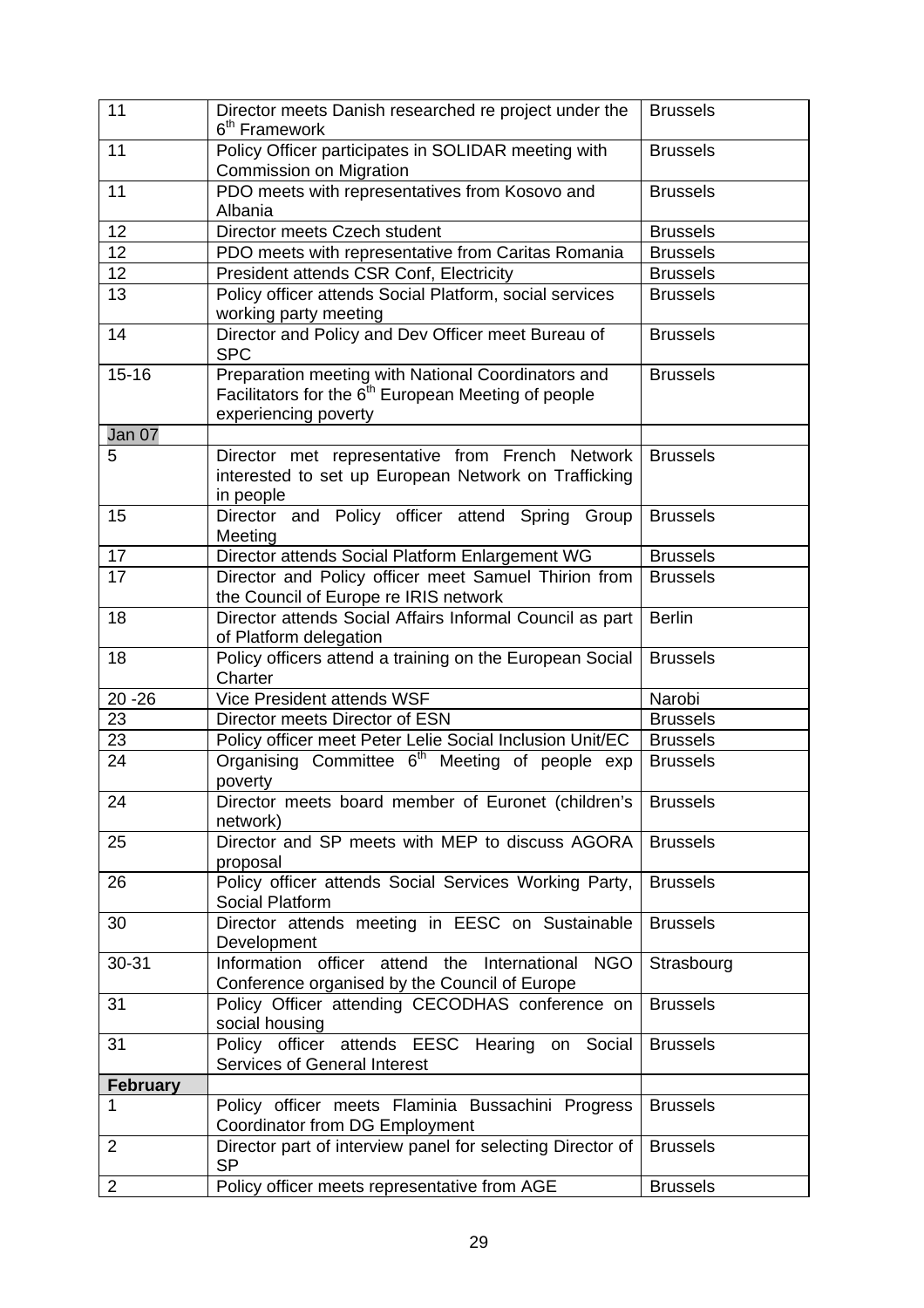| 11 | Director meets Danish researched re project under the 6th Framework | Brussels |
|---|---|---|
| 11 | Policy Officer participates in SOLIDAR meeting with Commission on Migration | Brussels |
| 11 | PDO meets with representatives from Kosovo and Albania | Brussels |
| 12 | Director meets Czech student | Brussels |
| 12 | PDO meets with representative from Caritas Romania | Brussels |
| 12 | President attends CSR Conf, Electricity | Brussels |
| 13 | Policy officer attends Social Platform, social services working party meeting | Brussels |
| 14 | Director and Policy and Dev Officer meet Bureau of SPC | Brussels |
| 15-16 | Preparation meeting with National Coordinators and Facilitators for the 6th European Meeting of people experiencing poverty | Brussels |
| Jan 07 | | |
| 5 | Director met representative from French Network interested to set up European Network on Trafficking in people | Brussels |
| 15 | Director and Policy officer attend Spring Group Meeting | Brussels |
| 17 | Director attends Social Platform Enlargement WG | Brussels |
| 17 | Director and Policy officer meet Samuel Thirion from the Council of Europe re IRIS network | Brussels |
| 18 | Director attends Social Affairs Informal Council as part of Platform delegation | Berlin |
| 18 | Policy officers attend a training on the European Social Charter | Brussels |
| 20 -26 | Vice President attends WSF | Narobi |
| 23 | Director meets Director of ESN | Brussels |
| 23 | Policy officer meet Peter Lelie Social Inclusion Unit/EC | Brussels |
| 24 | Organising Committee 6th Meeting of people exp poverty | Brussels |
| 24 | Director meets board member of Euronet (children's network) | Brussels |
| 25 | Director and SP meets with MEP to discuss AGORA proposal | Brussels |
| 26 | Policy officer attends Social Services Working Party, Social Platform | Brussels |
| 30 | Director attends meeting in EESC on Sustainable Development | Brussels |
| 30-31 | Information officer attend the International NGO Conference organised by the Council of Europe | Strasbourg |
| 31 | Policy Officer attending CECODHAS conference on social housing | Brussels |
| 31 | Policy officer attends EESC Hearing on Social Services of General Interest | Brussels |
| **February** | | |
| 1 | Policy officer meets Flaminia Bussachini Progress Coordinator from DG Employment | Brussels |
| 2 | Director part of interview panel for selecting Director of SP | Brussels |
| 2 | Policy officer meets representative from AGE | Brussels |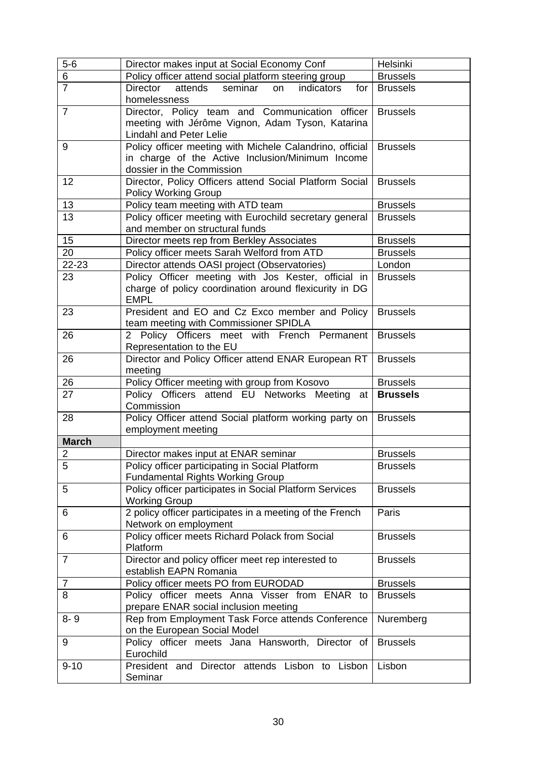| 5-6 | Director makes input at Social Economy Conf | Helsinki |
|---|---|---|
| 6 | Policy officer attend social platform steering group | Brussels |
| 7 | Director attends seminar on indicators for homelessness | Brussels |
| 7 | Director, Policy team and Communication officer meeting with Jérôme Vignon, Adam Tyson, Katarina Lindahl and Peter Lelie | Brussels |
| 9 | Policy officer meeting with Michele Calandrino, official in charge of the Active Inclusion/Minimum Income dossier in the Commission | Brussels |
| 12 | Director, Policy Officers attend Social Platform Social Policy Working Group | Brussels |
| 13 | Policy team meeting with ATD team | Brussels |
| 13 | Policy officer meeting with Eurochild secretary general and member on structural funds | Brussels |
| 15 | Director meets rep from Berkley Associates | Brussels |
| 20 | Policy officer meets Sarah Welford from ATD | Brussels |
| 22-23 | Director attends OASI project (Observatories) | London |
| 23 | Policy Officer meeting with Jos Kester, official in charge of policy coordination around flexicurity in DG EMPL | Brussels |
| 23 | President and EO and Cz Exco member and Policy team meeting with Commissioner SPIDLA | Brussels |
| 26 | 2 Policy Officers meet with French Permanent Representation to the EU | Brussels |
| 26 | Director and Policy Officer attend ENAR European RT meeting | Brussels |
| 26 | Policy Officer meeting with group from Kosovo | Brussels |
| 27 | Policy Officers attend EU Networks Meeting at Commission | **Brussels** |
| 28 | Policy Officer attend Social platform working party on employment meeting | Brussels |
| **March** | | |
| 2 | Director makes input at ENAR seminar | Brussels |
| 5 | Policy officer participating in Social Platform Fundamental Rights Working Group | Brussels |
| 5 | Policy officer participates in Social Platform Services Working Group | Brussels |
| 6 | 2 policy officer participates in a meeting of the French Network on employment | Paris |
| 6 | Policy officer meets Richard Polack from Social Platform | Brussels |
| 7 | Director and policy officer meet rep interested to establish EAPN Romania | Brussels |
| 7 | Policy officer meets PO from EURODAD | Brussels |
| 8 | Policy officer meets Anna Visser from ENAR to prepare ENAR social inclusion meeting | Brussels |
| 8- 9 | Rep from Employment Task Force attends Conference on the European Social Model | Nuremberg |
| 9 | Policy officer meets Jana Hansworth, Director of Eurochild | Brussels |
| 9-10 | President and Director attends Lisbon to Lisbon Seminar | Lisbon |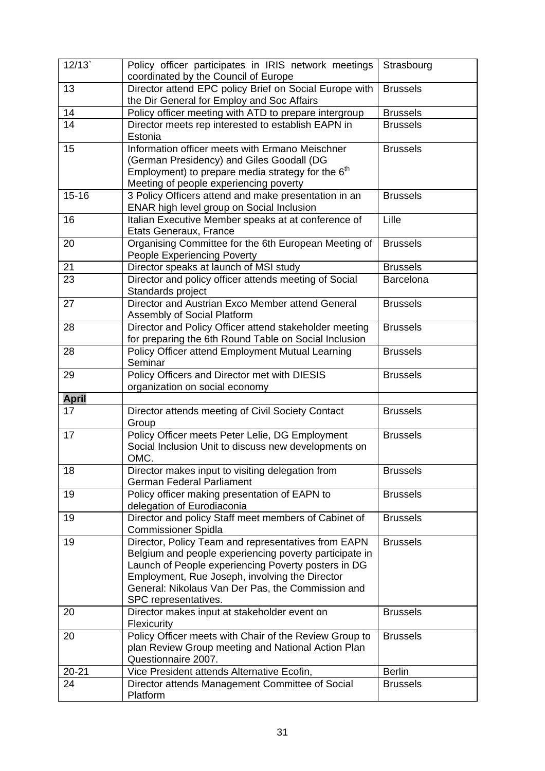| 12/13` | Policy officer participates in IRIS network meetings coordinated by the Council of Europe | Strasbourg |
|---|---|---|
| 13 | Director attend EPC policy Brief on Social Europe with the Dir General for Employ and Soc Affairs | Brussels |
| 14 | Policy officer meeting with ATD to prepare intergroup | Brussels |
| 14 | Director meets rep interested to establish EAPN in Estonia | Brussels |
| 15 | Information officer meets with Ermano Meischner (German Presidency) and Giles Goodall (DG Employment) to prepare media strategy for the 6th Meeting of people experiencing poverty | Brussels |
| 15-16 | 3 Policy Officers attend and make presentation in an ENAR high level group on Social Inclusion | Brussels |
| 16 | Italian Executive Member speaks at at conference of Etats Generaux, France | Lille |
| 20 | Organising Committee for the 6th European Meeting of People Experiencing Poverty | Brussels |
| 21 | Director speaks at launch of MSI study | Brussels |
| 23 | Director and policy officer attends meeting of Social Standards project | Barcelona |
| 27 | Director and Austrian Exco Member attend General Assembly of Social Platform | Brussels |
| 28 | Director and Policy Officer attend stakeholder meeting for preparing the 6th Round Table on Social Inclusion | Brussels |
| 28 | Policy Officer attend Employment Mutual Learning Seminar | Brussels |
| 29 | Policy Officers and Director met with DIESIS organization on social economy | Brussels |
| **April** | | |
| 17 | Director attends meeting of Civil Society Contact Group | Brussels |
| 17 | Policy Officer meets Peter Lelie, DG Employment Social Inclusion Unit to discuss new developments on OMC. | Brussels |
| 18 | Director makes input to visiting delegation from German Federal Parliament | Brussels |
| 19 | Policy officer making presentation of EAPN to delegation of Eurodiaconia | Brussels |
| 19 | Director and policy Staff meet members of Cabinet of Commissioner Spidla | Brussels |
| 19 | Director, Policy Team and representatives from EAPN Belgium and people experiencing poverty participate in Launch of People experiencing Poverty posters in DG Employment, Rue Joseph, involving the Director General: Nikolaus Van Der Pas, the Commission and SPC representatives. | Brussels |
| 20 | Director makes input at stakeholder event on Flexicurity | Brussels |
| 20 | Policy Officer meets with Chair of the Review Group to plan Review Group meeting and National Action Plan Questionnaire 2007. | Brussels |
| 20-21 | Vice President attends Alternative Ecofin, | Berlin |
| 24 | Director attends Management Committee of Social Platform | Brussels |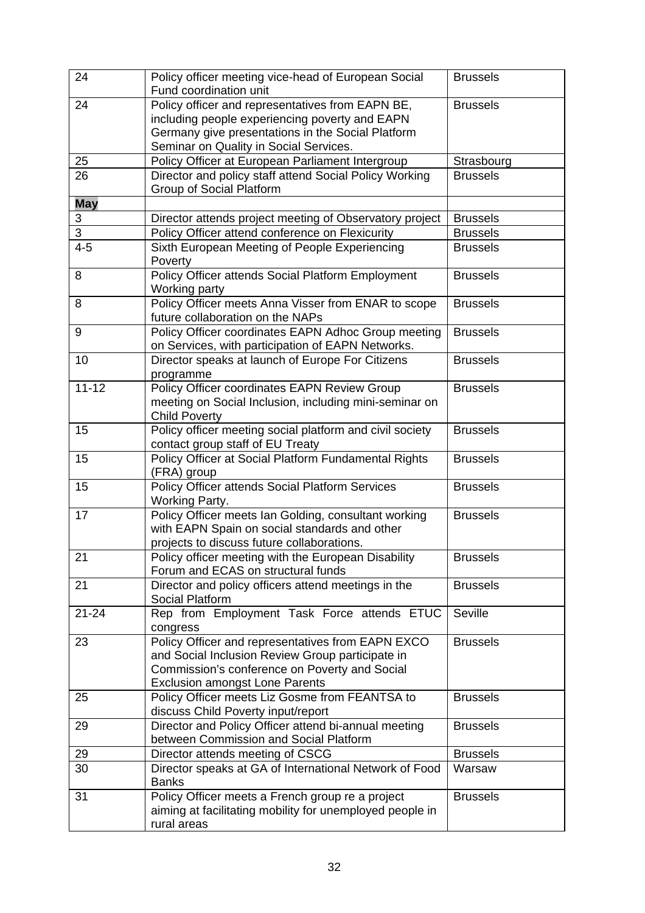| | | |
|---|---|---|
| 24 | Policy officer meeting vice-head of European Social Fund coordination unit | Brussels |
| 24 | Policy officer and representatives from EAPN BE, including people experiencing poverty and EAPN Germany give presentations in the Social Platform Seminar on Quality in Social Services. | Brussels |
| 25 | Policy Officer at European Parliament Intergroup | Strasbourg |
| 26 | Director and policy staff attend Social Policy Working Group of Social Platform | Brussels |
| **May** | | |
| 3 | Director attends project meeting of Observatory project | Brussels |
| 3 | Policy Officer attend conference on Flexicurity | Brussels |
| 4-5 | Sixth European Meeting of People Experiencing Poverty | Brussels |
| 8 | Policy Officer attends Social Platform Employment Working party | Brussels |
| 8 | Policy Officer meets Anna Visser from ENAR to scope future collaboration on the NAPs | Brussels |
| 9 | Policy Officer coordinates EAPN Adhoc Group meeting on Services, with participation of EAPN Networks. | Brussels |
| 10 | Director speaks at launch of Europe For Citizens programme | Brussels |
| 11-12 | Policy Officer coordinates EAPN Review Group meeting on Social Inclusion, including mini-seminar on Child Poverty | Brussels |
| 15 | Policy officer meeting social platform and civil society contact group staff of EU Treaty | Brussels |
| 15 | Policy Officer at Social Platform Fundamental Rights (FRA) group | Brussels |
| 15 | Policy Officer attends Social Platform Services Working Party. | Brussels |
| 17 | Policy Officer meets Ian Golding, consultant working with EAPN Spain on social standards and other projects to discuss future collaborations. | Brussels |
| 21 | Policy officer meeting with the European Disability Forum and ECAS on structural funds | Brussels |
| 21 | Director and policy officers attend meetings in the Social Platform | Brussels |
| 21-24 | Rep from Employment Task Force attends ETUC congress | Seville |
| 23 | Policy Officer and representatives from EAPN EXCO and Social Inclusion Review Group participate in Commission's conference on Poverty and Social Exclusion amongst Lone Parents | Brussels |
| 25 | Policy Officer meets Liz Gosme from FEANTSA to discuss Child Poverty input/report | Brussels |
| 29 | Director and Policy Officer attend bi-annual meeting between Commission and Social Platform | Brussels |
| 29 | Director attends meeting of CSCG | Brussels |
| 30 | Director speaks at GA of International Network of Food Banks | Warsaw |
| 31 | Policy Officer meets a French group re a project aiming at facilitating mobility for unemployed people in rural areas | Brussels |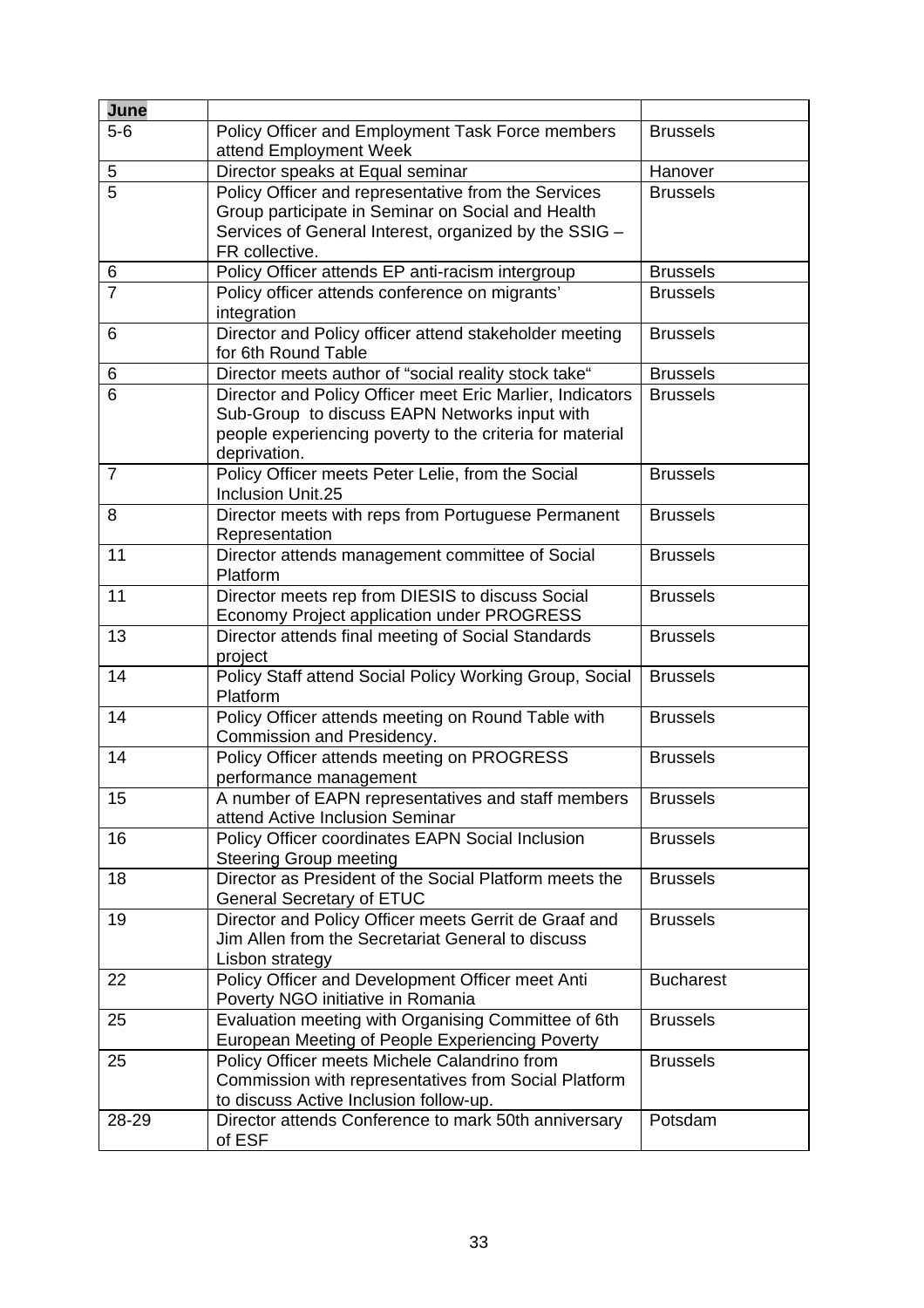| **June** | | |
|---|---|---|
| 5-6 | Policy Officer and Employment Task Force members attend Employment Week | Brussels |
| 5 | Director speaks at Equal seminar | Hanover |
| 5 | Policy Officer and representative from the Services Group participate in Seminar on Social and Health Services of General Interest, organized by the SSIG – FR collective. | Brussels |
| 6 | Policy Officer attends EP anti-racism intergroup | Brussels |
| 7 | Policy officer attends conference on migrants' integration | Brussels |
| 6 | Director and Policy officer attend stakeholder meeting for 6th Round Table | Brussels |
| 6 | Director meets author of "social reality stock take" | Brussels |
| 6 | Director and Policy Officer meet Eric Marlier, Indicators Sub-Group to discuss EAPN Networks input with people experiencing poverty to the criteria for material deprivation. | Brussels |
| 7 | Policy Officer meets Peter Lelie, from the Social Inclusion Unit.25 | Brussels |
| 8 | Director meets with reps from Portuguese Permanent Representation | Brussels |
| 11 | Director attends management committee of Social Platform | Brussels |
| 11 | Director meets rep from DIESIS to discuss Social Economy Project application under PROGRESS | Brussels |
| 13 | Director attends final meeting of Social Standards project | Brussels |
| 14 | Policy Staff attend Social Policy Working Group, Social Platform | Brussels |
| 14 | Policy Officer attends meeting on Round Table with Commission and Presidency. | Brussels |
| 14 | Policy Officer attends meeting on PROGRESS performance management | Brussels |
| 15 | A number of EAPN representatives and staff members attend Active Inclusion Seminar | Brussels |
| 16 | Policy Officer coordinates EAPN Social Inclusion Steering Group meeting | Brussels |
| 18 | Director as President of the Social Platform meets the General Secretary of ETUC | Brussels |
| 19 | Director and Policy Officer meets Gerrit de Graaf and Jim Allen from the Secretariat General to discuss Lisbon strategy | Brussels |
| 22 | Policy Officer and Development Officer meet Anti Poverty NGO initiative in Romania | Bucharest |
| 25 | Evaluation meeting with Organising Committee of 6th European Meeting of People Experiencing Poverty | Brussels |
| 25 | Policy Officer meets Michele Calandrino from Commission with representatives from Social Platform to discuss Active Inclusion follow-up. | Brussels |
| 28-29 | Director attends Conference to mark 50th anniversary of ESF | Potsdam |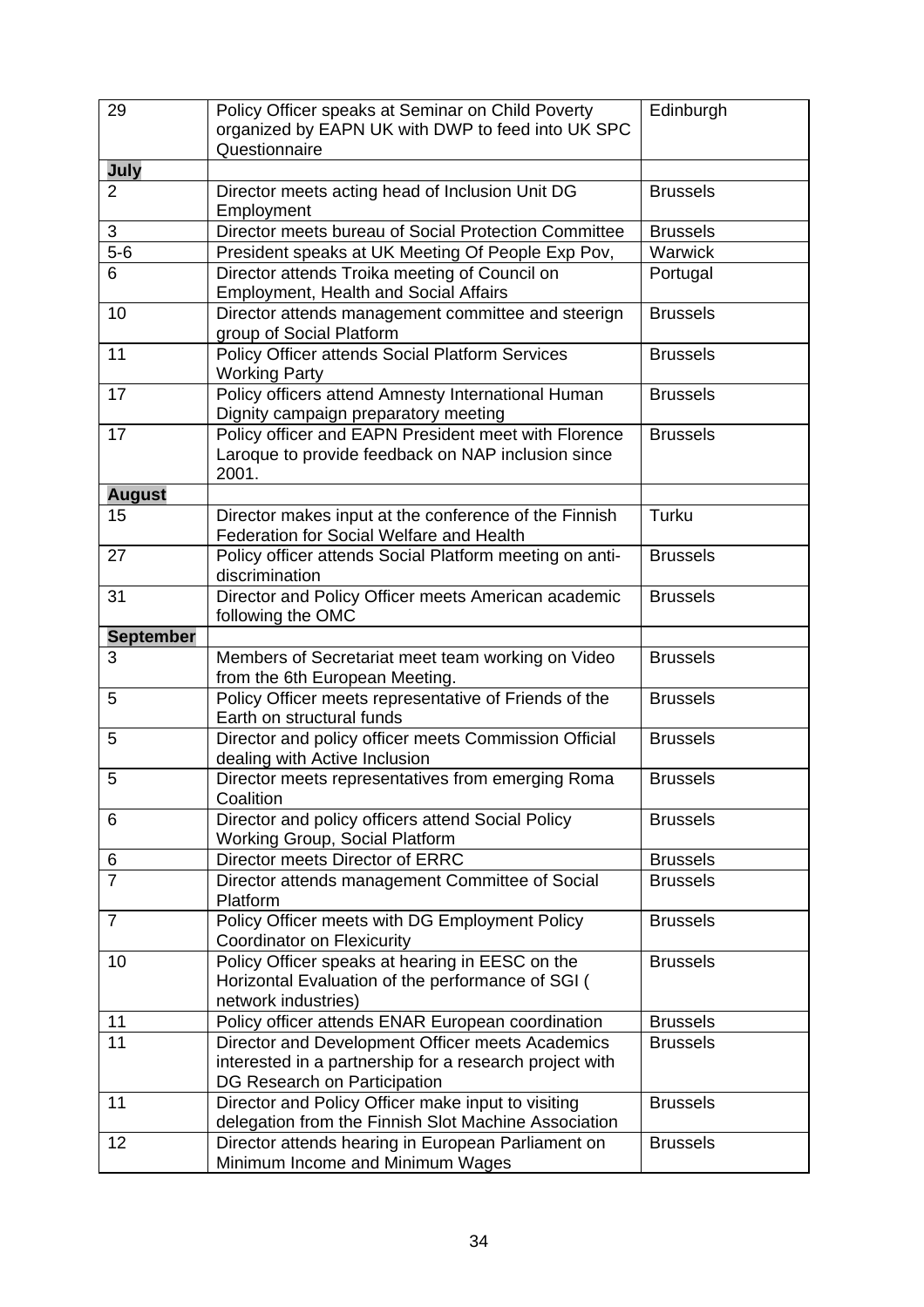| 29 | Policy Officer speaks at Seminar on Child Poverty organized by EAPN UK with DWP to feed into UK SPC Questionnaire | Edinburgh |
|---|---|---|
| **July** | | |
| 2 | Director meets acting head of Inclusion Unit DG Employment | Brussels |
| 3 | Director meets bureau of Social Protection Committee | Brussels |
| 5-6 | President speaks at UK Meeting Of People Exp Pov, | Warwick |
| 6 | Director attends Troika meeting of Council on Employment, Health and Social Affairs | Portugal |
| 10 | Director attends management committee and steerign group of Social Platform | Brussels |
| 11 | Policy Officer attends Social Platform Services Working Party | Brussels |
| 17 | Policy officers attend Amnesty International Human Dignity campaign preparatory meeting | Brussels |
| 17 | Policy officer and EAPN President meet with Florence Laroque to provide feedback on NAP inclusion since 2001. | Brussels |
| **August** | | |
| 15 | Director makes input at the conference of the Finnish Federation for Social Welfare and Health | Turku |
| 27 | Policy officer attends Social Platform meeting on anti-discrimination | Brussels |
| 31 | Director and Policy Officer meets American academic following the OMC | Brussels |
| **September** | | |
| 3 | Members of Secretariat meet team working on Video from the 6th European Meeting. | Brussels |
| 5 | Policy Officer meets representative of Friends of the Earth on structural funds | Brussels |
| 5 | Director and policy officer meets Commission Official dealing with Active Inclusion | Brussels |
| 5 | Director meets representatives from emerging Roma Coalition | Brussels |
| 6 | Director and policy officers attend Social Policy Working Group, Social Platform | Brussels |
| 6 | Director meets Director of ERRC | Brussels |
| 7 | Director attends management Committee of Social Platform | Brussels |
| 7 | Policy Officer meets with DG Employment Policy Coordinator on Flexicurity | Brussels |
| 10 | Policy Officer speaks at hearing in EESC on the Horizontal Evaluation of the performance of SGI ( network industries) | Brussels |
| 11 | Policy officer attends ENAR European coordination | Brussels |
| 11 | Director and Development Officer meets Academics interested in a partnership for a research project with DG Research on Participation | Brussels |
| 11 | Director and Policy Officer make input to visiting delegation from the Finnish Slot Machine Association | Brussels |
| 12 | Director attends hearing in European Parliament on Minimum Income and Minimum Wages | Brussels |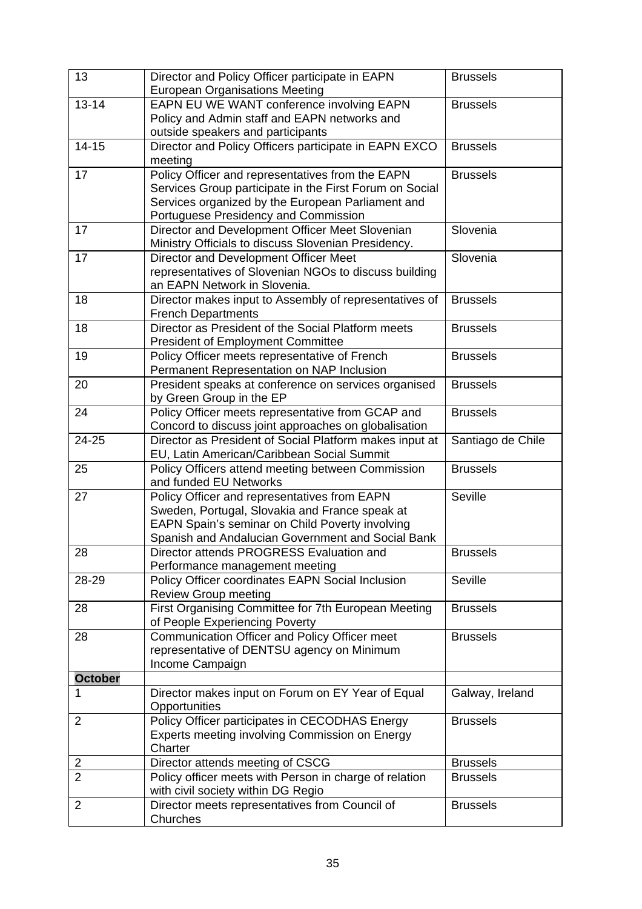| 13 | Director and Policy Officer participate in EAPN European Organisations Meeting | Brussels |
|---|---|---|
| 13-14 | EAPN EU WE WANT conference involving EAPN Policy and Admin staff and EAPN networks and outside speakers and participants | Brussels |
| 14-15 | Director and Policy Officers participate in EAPN EXCO meeting | Brussels |
| 17 | Policy Officer and representatives from the EAPN Services Group participate in the First Forum on Social Services organized by the European Parliament and Portuguese Presidency and Commission | Brussels |
| 17 | Director and Development Officer Meet Slovenian Ministry Officials to discuss Slovenian Presidency. | Slovenia |
| 17 | Director and Development Officer Meet representatives of Slovenian NGOs to discuss building an EAPN Network in Slovenia. | Slovenia |
| 18 | Director makes input to Assembly of representatives of French Departments | Brussels |
| 18 | Director as President of the Social Platform meets President of Employment Committee | Brussels |
| 19 | Policy Officer meets representative of French Permanent Representation on NAP Inclusion | Brussels |
| 20 | President speaks at conference on services organised by Green Group in the EP | Brussels |
| 24 | Policy Officer meets representative from GCAP and Concord to discuss joint approaches on globalisation | Brussels |
| 24-25 | Director as President of Social Platform makes input at EU, Latin American/Caribbean Social Summit | Santiago de Chile |
| 25 | Policy Officers attend meeting between Commission and funded EU Networks | Brussels |
| 27 | Policy Officer and representatives from EAPN Sweden, Portugal, Slovakia and France speak at EAPN Spain's seminar on Child Poverty involving Spanish and Andalucian Government and Social Bank | Seville |
| 28 | Director attends PROGRESS Evaluation and Performance management meeting | Brussels |
| 28-29 | Policy Officer coordinates EAPN Social Inclusion Review Group meeting | Seville |
| 28 | First Organising Committee for 7th European Meeting of People Experiencing Poverty | Brussels |
| 28 | Communication Officer and Policy Officer meet representative of DENTSU agency on Minimum Income Campaign | Brussels |
| **October** | | |
| 1 | Director makes input on Forum on EY Year of Equal Opportunities | Galway, Ireland |
| 2 | Policy Officer participates in CECODHAS Energy Experts meeting involving Commission on Energy Charter | Brussels |
| 2 | Director attends meeting of CSCG | Brussels |
| 2 | Policy officer meets with Person in charge of relation with civil society within DG Regio | Brussels |
| 2 | Director meets representatives from Council of Churches | Brussels |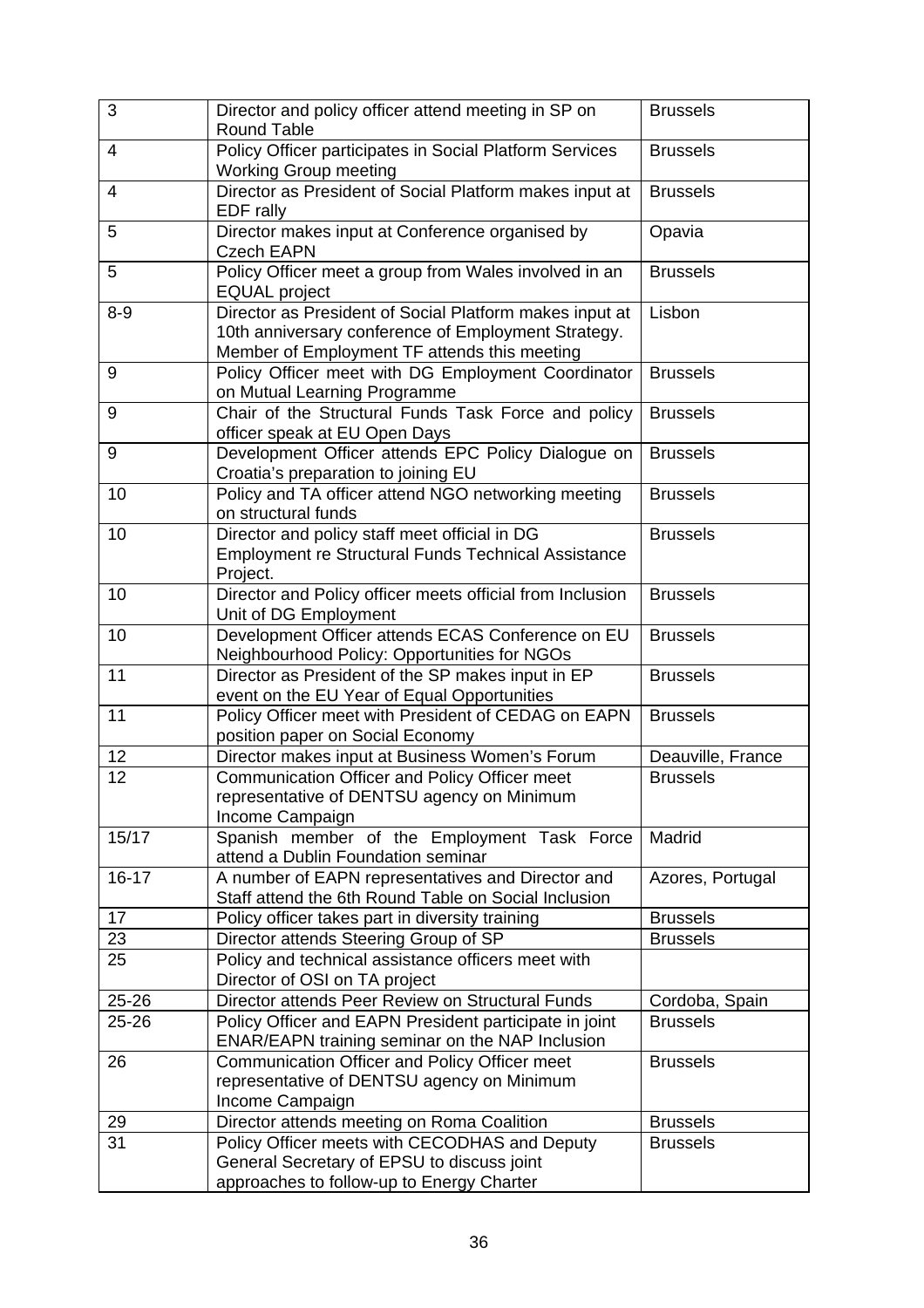| 3 | Director and policy officer attend meeting in SP on Round Table | Brussels |
|---|---|---|
| 4 | Policy Officer participates in Social Platform Services Working Group meeting | Brussels |
| 4 | Director as President of Social Platform makes input at EDF rally | Brussels |
| 5 | Director makes input at Conference organised by Czech EAPN | Opavia |
| 5 | Policy Officer meet a group from Wales involved in an EQUAL project | Brussels |
| 8-9 | Director as President of Social Platform makes input at 10th anniversary conference of Employment Strategy. Member of Employment TF attends this meeting | Lisbon |
| 9 | Policy Officer meet with DG Employment Coordinator on Mutual Learning Programme | Brussels |
| 9 | Chair of the Structural Funds Task Force and policy officer speak at EU Open Days | Brussels |
| 9 | Development Officer attends EPC Policy Dialogue on Croatia's preparation to joining EU | Brussels |
| 10 | Policy and TA officer attend NGO networking meeting on structural funds | Brussels |
| 10 | Director and policy staff meet official in DG Employment re Structural Funds Technical Assistance Project. | Brussels |
| 10 | Director and Policy officer meets official from Inclusion Unit of DG Employment | Brussels |
| 10 | Development Officer attends ECAS Conference on EU Neighbourhood Policy: Opportunities for NGOs | Brussels |
| 11 | Director as President of the SP makes input in EP event on the EU Year of Equal Opportunities | Brussels |
| 11 | Policy Officer meet with President of CEDAG on EAPN position paper on Social Economy | Brussels |
| 12 | Director makes input at Business Women's Forum | Deauville, France |
| 12 | Communication Officer and Policy Officer meet representative of DENTSU agency on Minimum Income Campaign | Brussels |
| 15/17 | Spanish member of the Employment Task Force attend a Dublin Foundation seminar | Madrid |
| 16-17 | A number of EAPN representatives and Director and Staff attend the 6th Round Table on Social Inclusion | Azores, Portugal |
| 17 | Policy officer takes part in diversity training | Brussels |
| 23 | Director attends Steering Group of SP | Brussels |
| 25 | Policy and technical assistance officers meet with Director of OSI on TA project | |
| 25-26 | Director attends Peer Review on Structural Funds | Cordoba, Spain |
| 25-26 | Policy Officer and EAPN President participate in joint ENAR/EAPN training seminar on the NAP Inclusion | Brussels |
| 26 | Communication Officer and Policy Officer meet representative of DENTSU agency on Minimum Income Campaign | Brussels |
| 29 | Director attends meeting on Roma Coalition | Brussels |
| 31 | Policy Officer meets with CECODHAS and Deputy General Secretary of EPSU to discuss joint approaches to follow-up to Energy Charter | Brussels |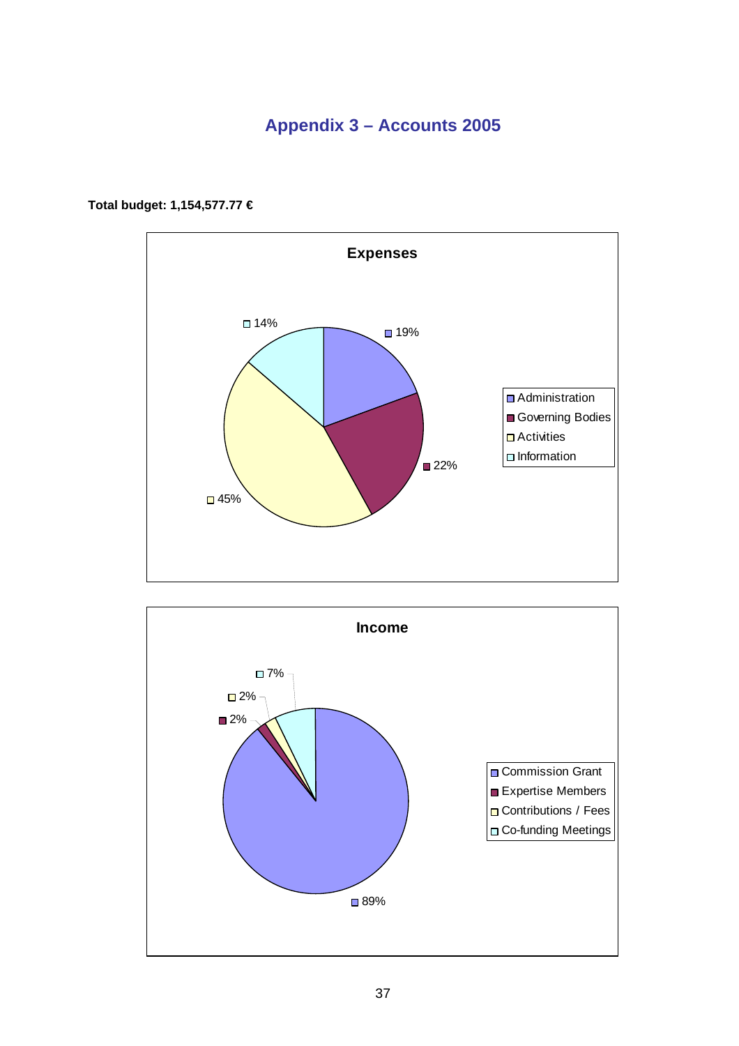# Appendix 3 – Accounts 2005

**Total budget: 1,154,577.77 €**

**Expenses**

| Category | Share |
|---|---|
| Administration | 19% |
| Governing Bodies | 22% |
| Activities | 45% |
| Information | 14% |

**Income**

| Category | Share |
|---|---|
| Commission Grant | 89% |
| Expertise Members | 2% |
| Contributions / Fees | 2% |
| Co-funding Meetings | 7% |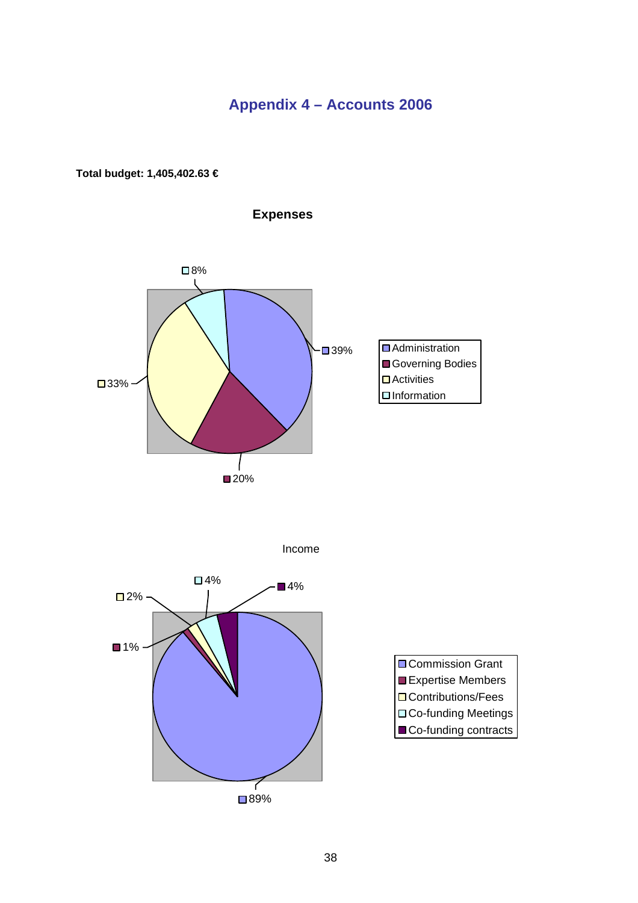# Appendix 4 – Accounts 2006

**Total budget: 1,405,402.63 €**

**Expenses**

8%

39%

33%

20%

Administration
Governing Bodies
Activities
Information

Income

2%

4%

4%

1%

89%

Commission Grant
Expertise Members
Contributions/Fees
Co-funding Meetings
Co-funding contracts